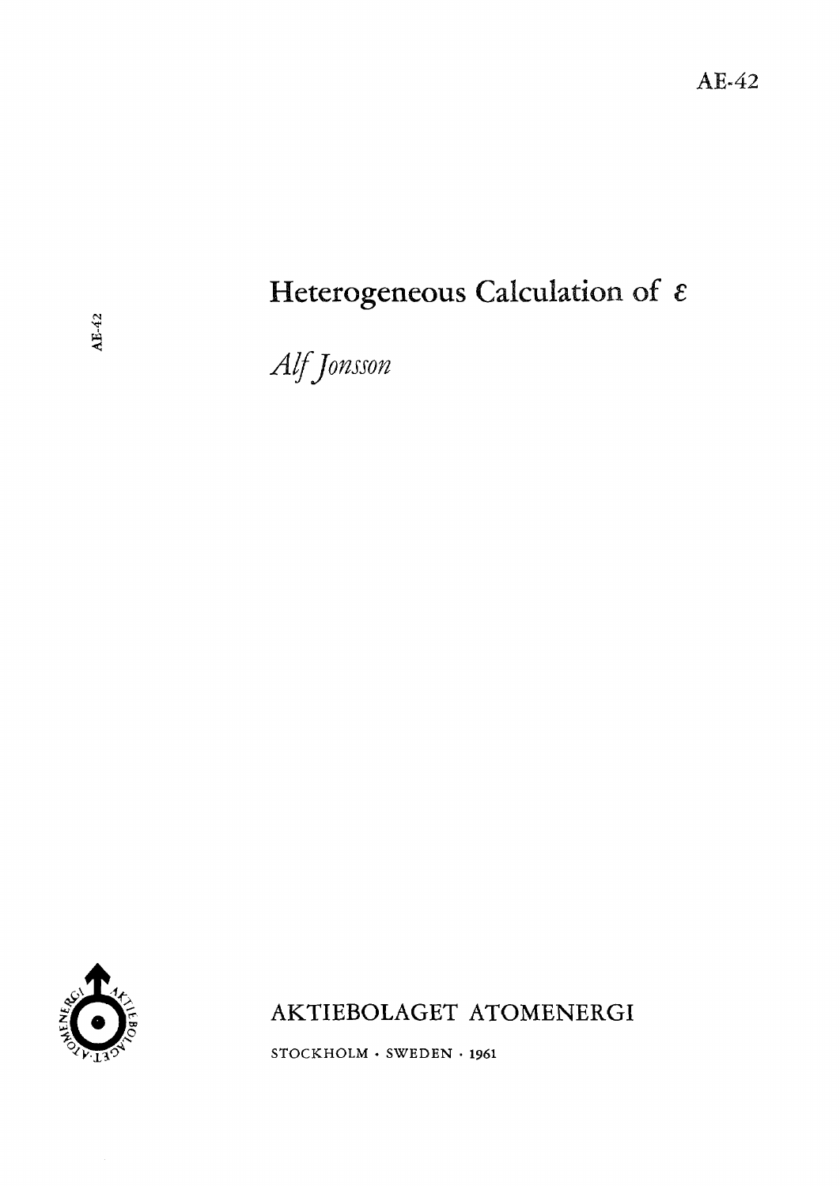AE-42

# Heterogeneous Calculation of $\varepsilon$

*Alf Jonsson*

AKTIEBOLAGET ATOMENERGI

STOCKHOLM · SWEDEN · 1961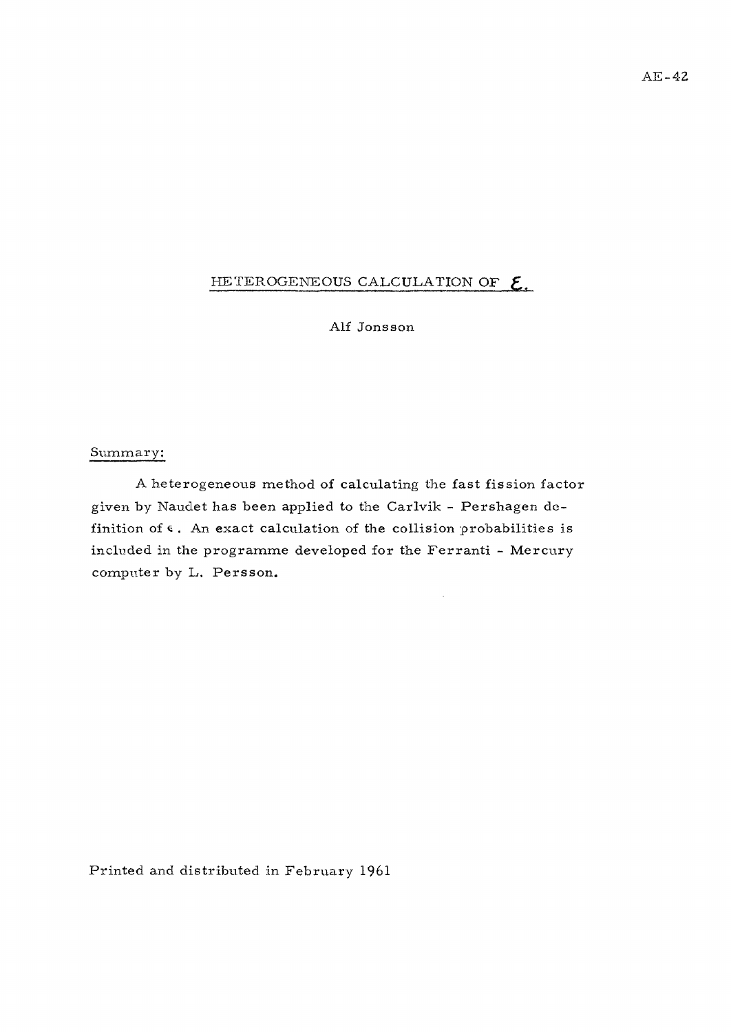AE-42

# HETEROGENEOUS CALCULATION OF $\varepsilon$.

Alf Jonsson

Summary:

A heterogeneous method of calculating the fast fission factor given by Naudet has been applied to the Carlvik - Pershagen definition of $\epsilon$. An exact calculation of the collision probabilities is included in the programme developed for the Ferranti - Mercury computer by L. Persson.

Printed and distributed in February 1961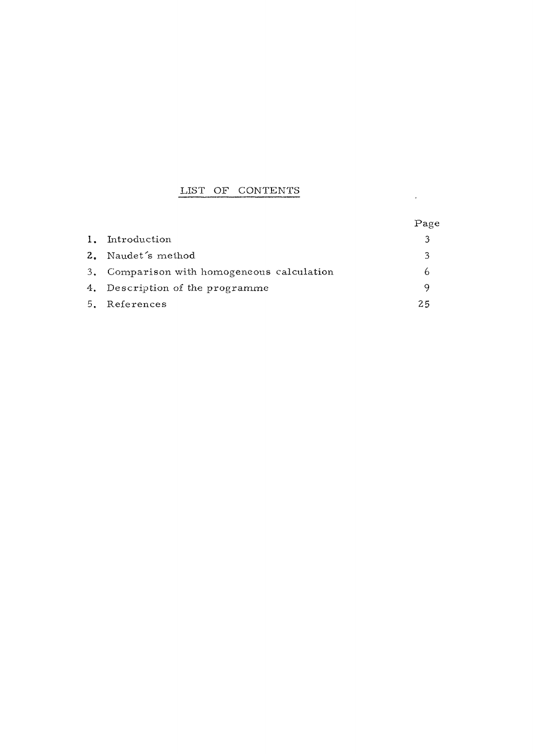## LIST OF CONTENTS

| | Page |
|---|---|
| 1. Introduction | 3 |
| 2. Naudet's method | 3 |
| 3. Comparison with homogeneous calculation | 6 |
| 4. Description of the programme | 9 |
| 5. References | 25 |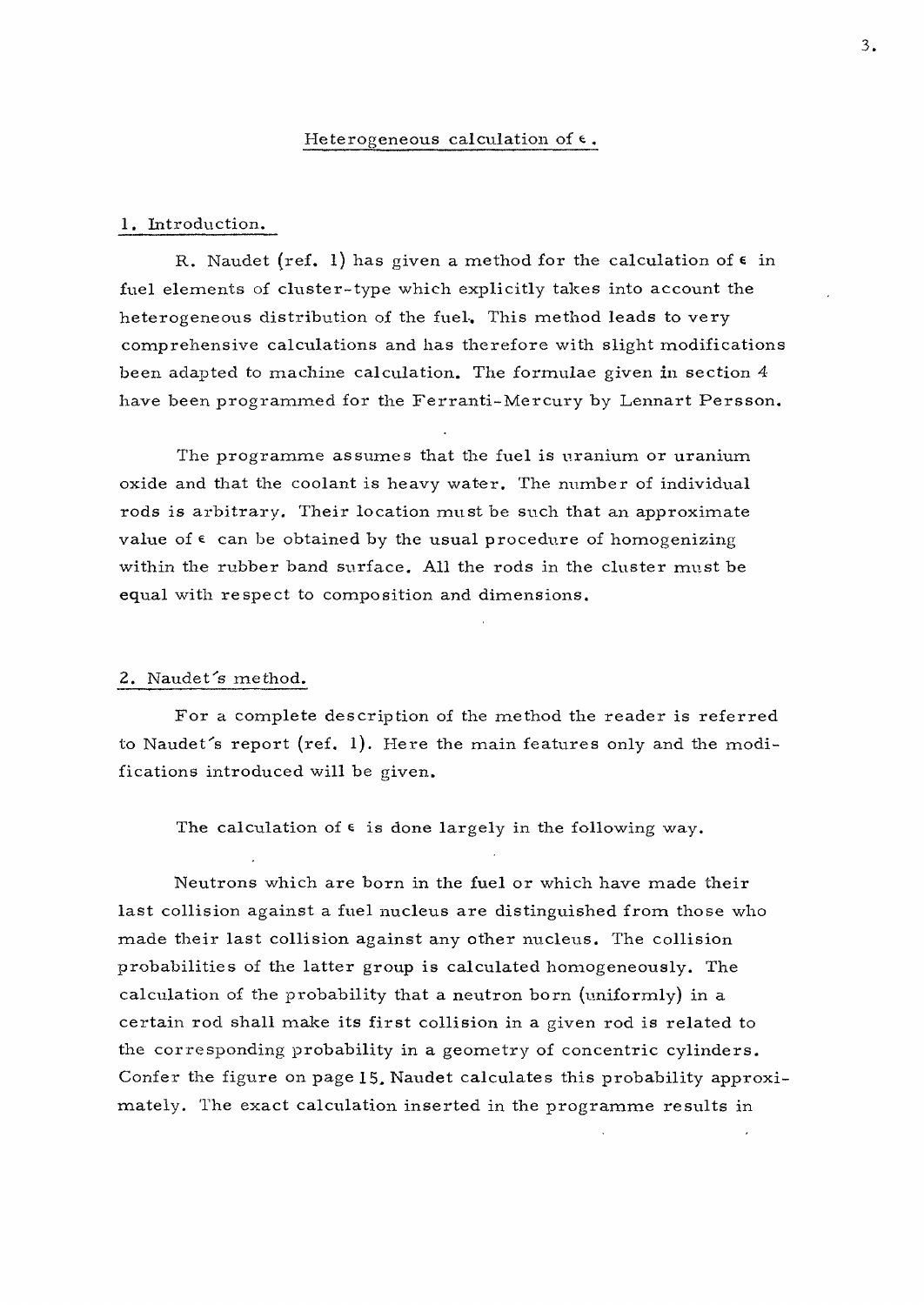## Heterogeneous calculation of $\epsilon$.

### 1. Introduction.

R. Naudet (ref. 1) has given a method for the calculation of $\epsilon$ in fuel elements of cluster-type which explicitly takes into account the heterogeneous distribution of the fuel. This method leads to very comprehensive calculations and has therefore with slight modifications been adapted to machine calculation. The formulae given in section 4 have been programmed for the Ferranti-Mercury by Lennart Persson.

The programme assumes that the fuel is uranium or uranium oxide and that the coolant is heavy water. The number of individual rods is arbitrary. Their location must be such that an approximate value of $\epsilon$ can be obtained by the usual procedure of homogenizing within the rubber band surface. All the rods in the cluster must be equal with respect to composition and dimensions.

### 2. Naudet's method.

For a complete description of the method the reader is referred to Naudet's report (ref. 1). Here the main features only and the modifications introduced will be given.

The calculation of $\epsilon$ is done largely in the following way.

Neutrons which are born in the fuel or which have made their last collision against a fuel nucleus are distinguished from those who made their last collision against any other nucleus. The collision probabilities of the latter group is calculated homogeneously. The calculation of the probability that a neutron born (uniformly) in a certain rod shall make its first collision in a given rod is related to the corresponding probability in a geometry of concentric cylinders. Confer the figure on page 15. Naudet calculates this probability approximately. The exact calculation inserted in the programme results in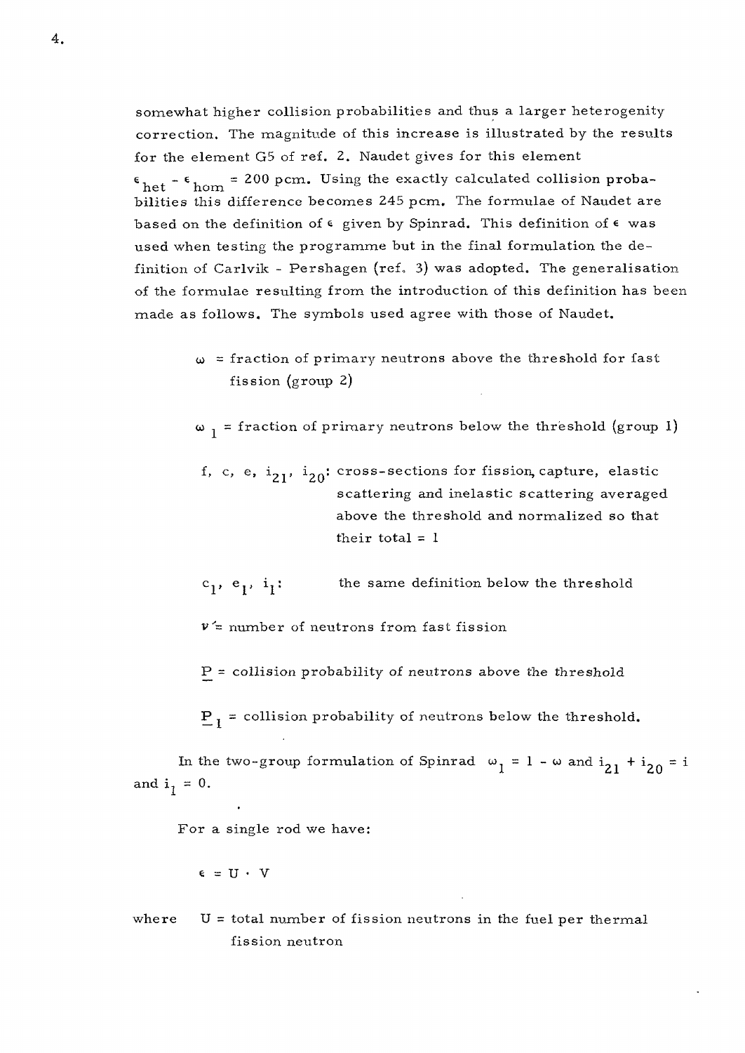somewhat higher collision probabilities and thus a larger heterogenity correction. The magnitude of this increase is illustrated by the results for the element G5 of ref. 2. Naudet gives for this element $\epsilon_{het} - \epsilon_{hom} = 200$ pcm. Using the exactly calculated collision probabilities this difference becomes 245 pcm. The formulae of Naudet are based on the definition of $\epsilon$ given by Spinrad. This definition of $\epsilon$ was used when testing the programme but in the final formulation the definition of Carlvik - Pershagen (ref. 3) was adopted. The generalisation of the formulae resulting from the introduction of this definition has been made as follows. The symbols used agree with those of Naudet.

$\omega$ = fraction of primary neutrons above the threshold for fast fission (group 2)

$\omega_1$ = fraction of primary neutrons below the threshold (group 1)

$f$, $c$, $e$, $i_{21}$, $i_{20}$: cross-sections for fission, capture, elastic scattering and inelastic scattering averaged above the threshold and normalized so that their total = 1

$c_1$, $e_1$, $i_1$: the same definition below the threshold

$\nu'$ = number of neutrons from fast fission

$\underline{P}$ = collision probability of neutrons above the threshold

$\underline{P}_1$ = collision probability of neutrons below the threshold.

In the two-group formulation of Spinrad $\omega_1 = 1 - \omega$ and $i_{21} + i_{20} = i$ and $i_1 = 0$.

For a single rod we have:

$$\epsilon = U \cdot V$$

where $U$ = total number of fission neutrons in the fuel per thermal fission neutron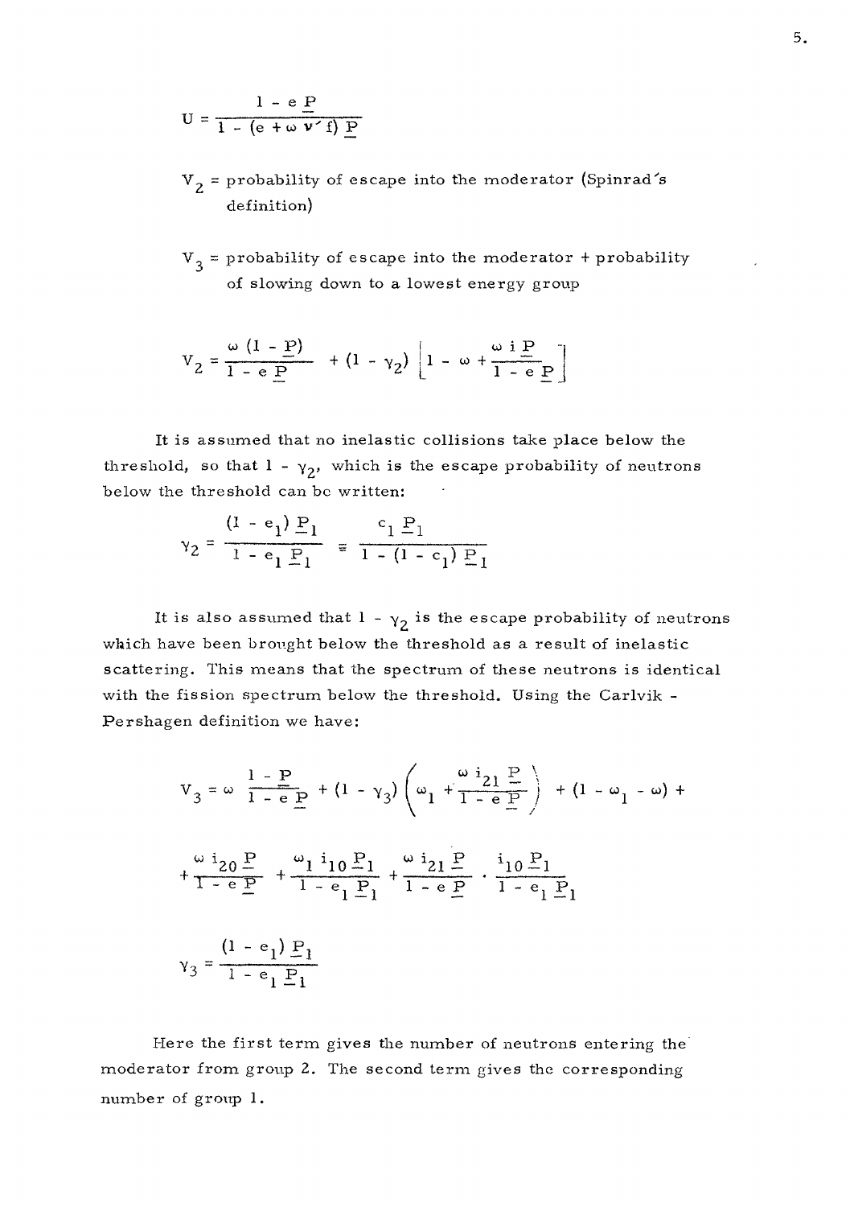$$U = \frac{1 - e\,\underline{P}}{1 - (e + \omega\,\nu'\,f)\,\underline{P}}$$

$V_2$ = probability of escape into the moderator (Spinrad's definition)

$V_3$ = probability of escape into the moderator + probability of slowing down to a lowest energy group

$$V_2 = \frac{\omega\,(1 - \underline{P})}{1 - e\,\underline{P}} + (1 - \gamma_2)\left[1 - \omega + \frac{\omega\,i\,\underline{P}}{1 - e\,\underline{P}}\right]$$

It is assumed that no inelastic collisions take place below the threshold, so that $1 - \gamma_2$, which is the escape probability of neutrons below the threshold can be written:

$$\gamma_2 = \frac{(1 - e_1)\,\underline{P}_1}{1 - e_1\,\underline{P}_1} = \frac{c_1\,\underline{P}_1}{1 - (1 - c_1)\,\underline{P}_1}$$

It is also assumed that $1 - \gamma_2$ is the escape probability of neutrons which have been brought below the threshold as a result of inelastic scattering. This means that the spectrum of these neutrons is identical with the fission spectrum below the threshold. Using the Carlvik - Pershagen definition we have:

$$V_3 = \omega\,\frac{1 - \underline{P}}{1 - e\,\underline{P}} + (1 - \gamma_3)\left(\omega_1 + \frac{\omega\,i_{21}\,\underline{P}}{1 - e\,\underline{P}}\right) + (1 - \omega_1 - \omega) +$$

$$+ \frac{\omega\,i_{20}\,\underline{P}}{1 - e\,\underline{P}} + \frac{\omega_1\,i_{10}\,\underline{P}_1}{1 - e_1\,\underline{P}_1} + \frac{\omega\,i_{21}\,\underline{P}}{1 - e\,\underline{P}} \cdot \frac{i_{10}\,\underline{P}_1}{1 - e_1\,\underline{P}_1}$$

$$\gamma_3 = \frac{(1 - e_1)\,\underline{P}_1}{1 - e_1\,\underline{P}_1}$$

Here the first term gives the number of neutrons entering the moderator from group 2. The second term gives the corresponding number of group 1.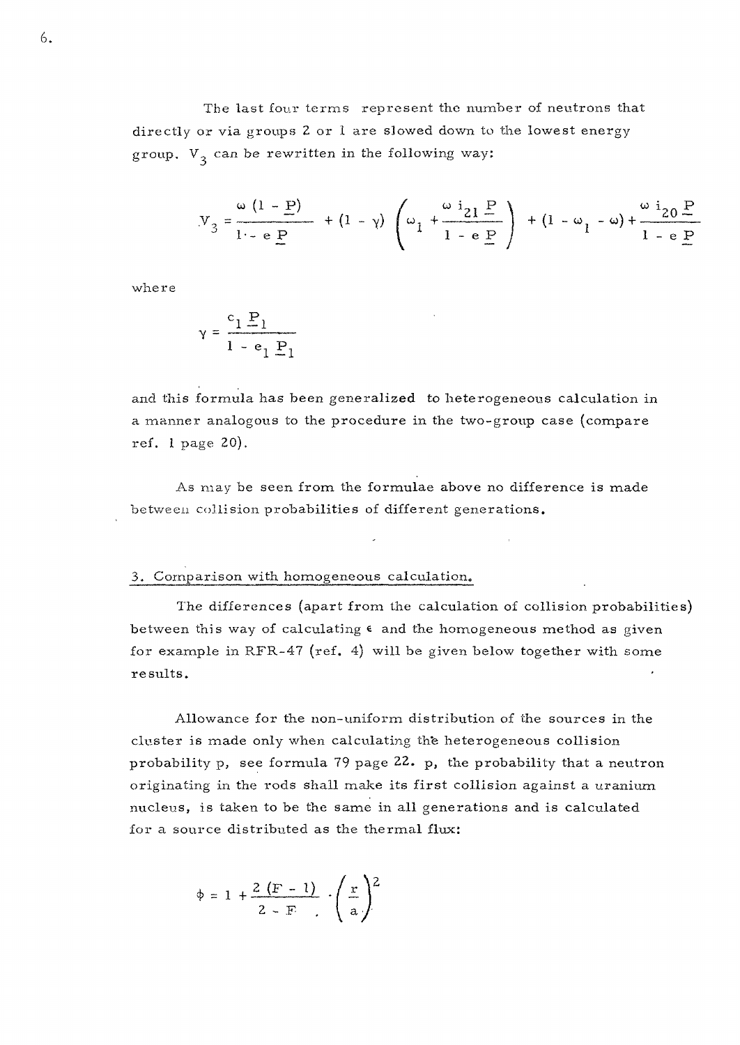The last four terms represent the number of neutrons that directly or via groups 2 or 1 are slowed down to the lowest energy group. $V_3$ can be rewritten in the following way:

$$V_3 = \frac{\omega\,(1 - \underline{P})}{1 - e\,\underline{P}} + (1 - \gamma)\left(\omega_1 + \frac{\omega\, i_{21}\,\underline{P}}{1 - e\,\underline{P}}\right) + (1 - \omega_1 - \omega) + \frac{\omega\, i_{20}\,\underline{P}}{1 - e\,\underline{P}}$$

where

$$\gamma = \frac{c_1\,\underline{P}_1}{1 - e_1\,\underline{P}_1}$$

and this formula has been generalized to heterogeneous calculation in a manner analogous to the procedure in the two-group case (compare ref. 1 page 20).

As may be seen from the formulae above no difference is made between collision probabilities of different generations.

## 3. Comparison with homogeneous calculation.

The differences (apart from the calculation of collision probabilities) between this way of calculating $\epsilon$ and the homogeneous method as given for example in RFR-47 (ref. 4) will be given below together with some results.

Allowance for the non-uniform distribution of the sources in the cluster is made only when calculating the heterogeneous collision probability p, see formula 79 page 22. p, the probability that a neutron originating in the rods shall make its first collision against a uranium nucleus, is taken to be the same in all generations and is calculated for a source distributed as the thermal flux:

$$\phi = 1 + \frac{2\,(F - 1)}{2 - F} \cdot \left(\frac{r}{a}\right)^2$$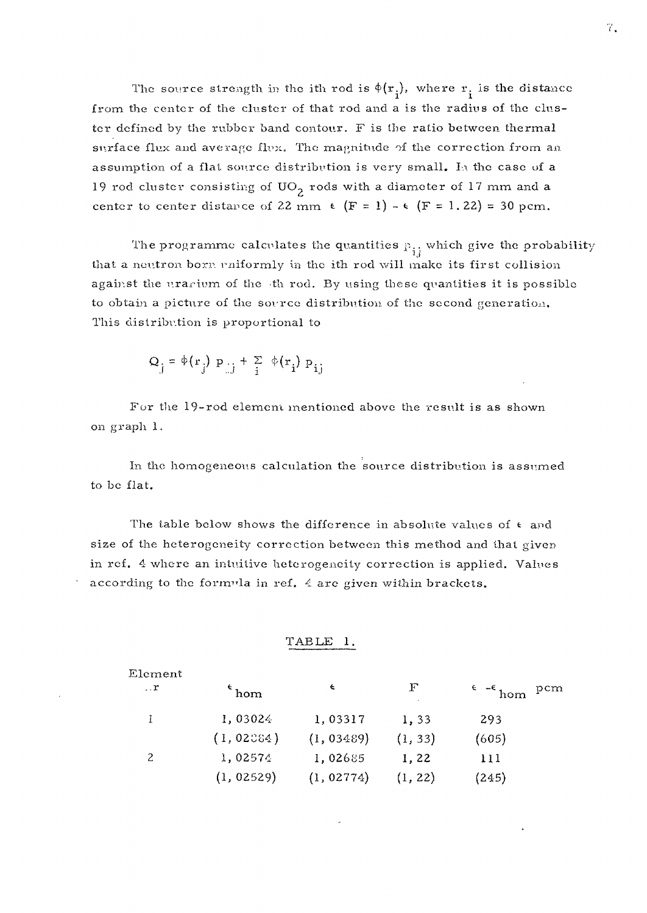The source strength in the ith rod is $\phi(r_i)$, where $r_i$ is the distance from the center of the cluster of that rod and a is the radius of the cluster defined by the rubber band contour. F is the ratio between thermal surface flux and average flux. The magnitude of the correction from an assumption of a flat source distribution is very small. In the case of a 19 rod cluster consisting of $UO_2$ rods with a diameter of 17 mm and a center to center distance of 22 mm $\epsilon$ (F = 1) - $\epsilon$ (F = 1.22) = 30 pcm.

The programme calculates the quantities $p_{ij}$ which give the probability that a neutron born uniformly in the ith rod will make its first collision against the uranium of the jth rod. By using these quantities it is possible to obtain a picture of the source distribution of the second generation. This distribution is proportional to

$$Q_j = \phi(r_j)\, p_{jj} + \sum_i \phi(r_i)\, p_{ij}$$

For the 19-rod element mentioned above the result is as shown on graph 1.

In the homogeneous calculation the source distribution is assumed to be flat.

The table below shows the difference in absolute values of $\epsilon$ and size of the heterogeneity correction between this method and that given in ref. 4 where an intuitive heterogeneity correction is applied. Values according to the formula in ref. 4 are given within brackets.

TABLE 1.

| Element nr | $\epsilon_{hom}$ | $\epsilon$ | F | $\epsilon - \epsilon_{hom}$ pcm |
|---|---|---|---|---|
| 1 | 1,03024 | 1,03317 | 1,33 | 293 |
| | (1,02884) | (1,03489) | (1,33) | (605) |
| 2 | 1,02574 | 1,02685 | 1,22 | 111 |
| | (1,02529) | (1,02774) | (1,22) | (245) |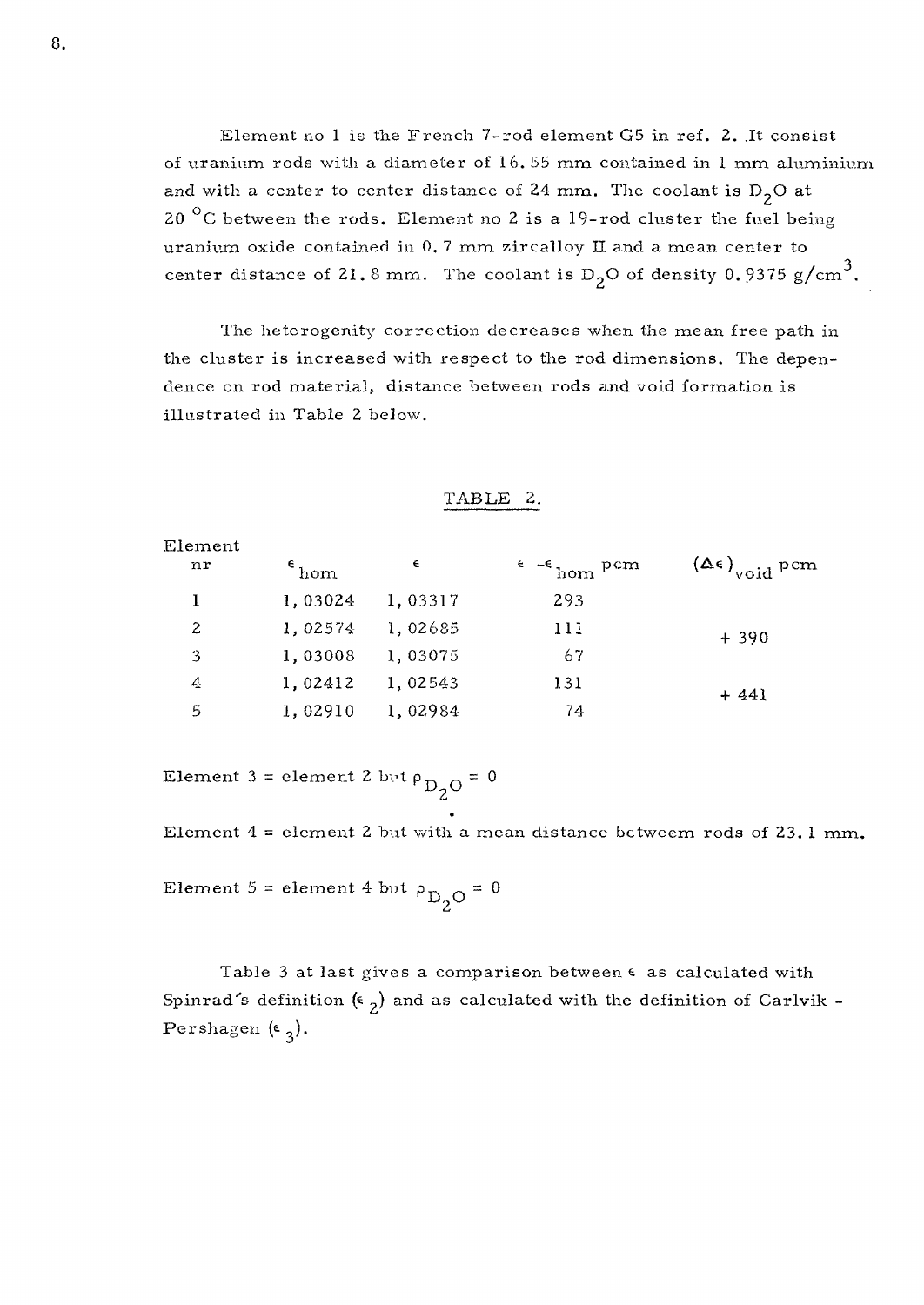Element no 1 is the French 7-rod element G5 in ref. 2. It consist of uranium rods with a diameter of 16.55 mm contained in 1 mm aluminium and with a center to center distance of 24 mm. The coolant is $D_2O$ at 20 °C between the rods. Element no 2 is a 19-rod cluster the fuel being uranium oxide contained in 0.7 mm zircalloy II and a mean center to center distance of 21.8 mm. The coolant is $D_2O$ of density 0.9375 g/cm$^3$.

The heterogenity correction decreases when the mean free path in the cluster is increased with respect to the rod dimensions. The dependence on rod material, distance between rods and void formation is illustrated in Table 2 below.

TABLE 2.

| Element nr | $\epsilon_{hom}$ | $\epsilon$ | $\epsilon - \epsilon_{hom}$ pcm | $(\Delta\epsilon)_{void}$ pcm |
|---|---|---|---|---|
| 1 | 1,03024 | 1,03317 | 293 | |
| 2 | 1,02574 | 1,02685 | 111 | + 390 |
| 3 | 1,03008 | 1,03075 | 67 | |
| 4 | 1,02412 | 1,02543 | 131 | + 441 |
| 5 | 1,02910 | 1,02984 | 74 | |

Element 3 = element 2 but $\rho_{D_2O} = 0$

Element 4 = element 2 but with a mean distance betweem rods of 23.1 mm.

Element 5 = element 4 but $\rho_{D_2O} = 0$

Table 3 at last gives a comparison between $\epsilon$ as calculated with Spinrad's definition ($\epsilon_2$) and as calculated with the definition of Carlvik - Pershagen ($\epsilon_3$).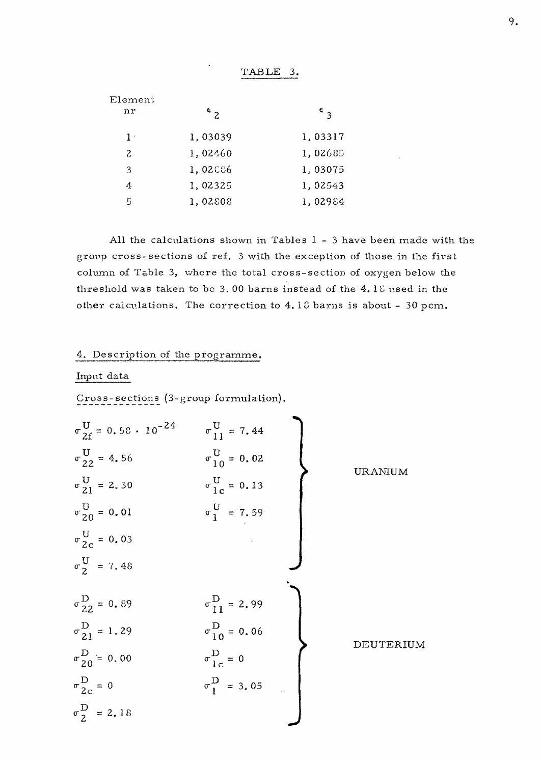TABLE 3.

| Element nr | $\epsilon_2$ | $\epsilon_3$ |
|---|---|---|
| 1 | 1,03039 | 1,03317 |
| 2 | 1,02460 | 1,02685 |
| 3 | 1,02886 | 1,03075 |
| 4 | 1,02325 | 1,02543 |
| 5 | 1,02808 | 1,02984 |

All the calculations shown in Tables 1 - 3 have been made with the group cross-sections of ref. 3 with the exception of those in the first column of Table 3, where the total cross-section of oxygen below the threshold was taken to be 3.00 barns instead of the 4.18 used in the other calculations. The correction to 4.18 barns is about - 30 pcm.

## 4. Description of the programme.

### Input data

Cross-sections (3-group formulation).

**URANIUM**

$\sigma^U_{2f} = 0.58 \cdot 10^{-24}$ $\quad$ $\sigma^U_{11} = 7.44$

$\sigma^U_{22} = 4.56$ $\quad$ $\sigma^U_{10} = 0.02$

$\sigma^U_{21} = 2.30$ $\quad$ $\sigma^U_{1c} = 0.13$

$\sigma^U_{20} = 0.01$ $\quad$ $\sigma^U_{1} = 7.59$

$\sigma^U_{2c} = 0.03$

$\sigma^U_{2} = 7.48$

**DEUTERIUM**

$\sigma^D_{22} = 0.89$ $\quad$ $\sigma^D_{11} = 2.99$

$\sigma^D_{21} = 1.29$ $\quad$ $\sigma^D_{10} = 0.06$

$\sigma^D_{20} = 0.00$ $\quad$ $\sigma^D_{1c} = 0$

$\sigma^D_{2c} = 0$ $\quad$ $\sigma^D_{1} = 3.05$

$\sigma^D_{2} = 2.18$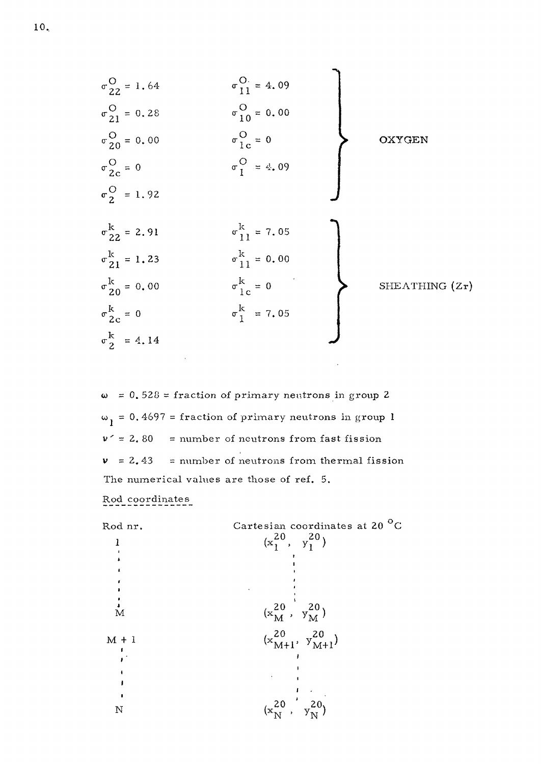| | | |
|---|---|---|
| $\sigma^{O}_{22} = 1.64$ | $\sigma^{O}_{11} = 4.09$ | OXYGEN |
| $\sigma^{O}_{21} = 0.28$ | $\sigma^{O}_{10} = 0.00$ | |
| $\sigma^{O}_{20} = 0.00$ | $\sigma^{O}_{1c} = 0$ | |
| $\sigma^{O}_{2c} = 0$ | $\sigma^{O}_{1} = 4.09$ | |
| $\sigma^{O}_{2} = 1.92$ | | |
| $\sigma^{k}_{22} = 2.91$ | $\sigma^{k}_{11} = 7.05$ | SHEATHING (Zr) |
| $\sigma^{k}_{21} = 1.23$ | $\sigma^{k}_{11} = 0.00$ | |
| $\sigma^{k}_{20} = 0.00$ | $\sigma^{k}_{1c} = 0$ | |
| $\sigma^{k}_{2c} = 0$ | $\sigma^{k}_{1} = 7.05$ | |
| $\sigma^{k}_{2} = 4.14$ | | |

$\omega = 0.528$ = fraction of primary neutrons in group 2

$\omega_1 = 0.4697$ = fraction of primary neutrons in group 1

$\nu' = 2.80$ = number of neutrons from fast fission

$\nu = 2.43$ = number of neutrons from thermal fission

The numerical values are those of ref. 5.

Rod coordinates

| Rod nr. | Cartesian coordinates at 20 °C |
|---|---|
| 1 | $(x^{20}_{1}, y^{20}_{1})$ |
| ⋮ | ⋮ |
| M | $(x^{20}_{M}, y^{20}_{M})$ |
| M + 1 | $(x^{20}_{M+1}, y^{20}_{M+1})$ |
| ⋮ | ⋮ |
| N | $(x^{20}_{N}, y^{20}_{N})$ |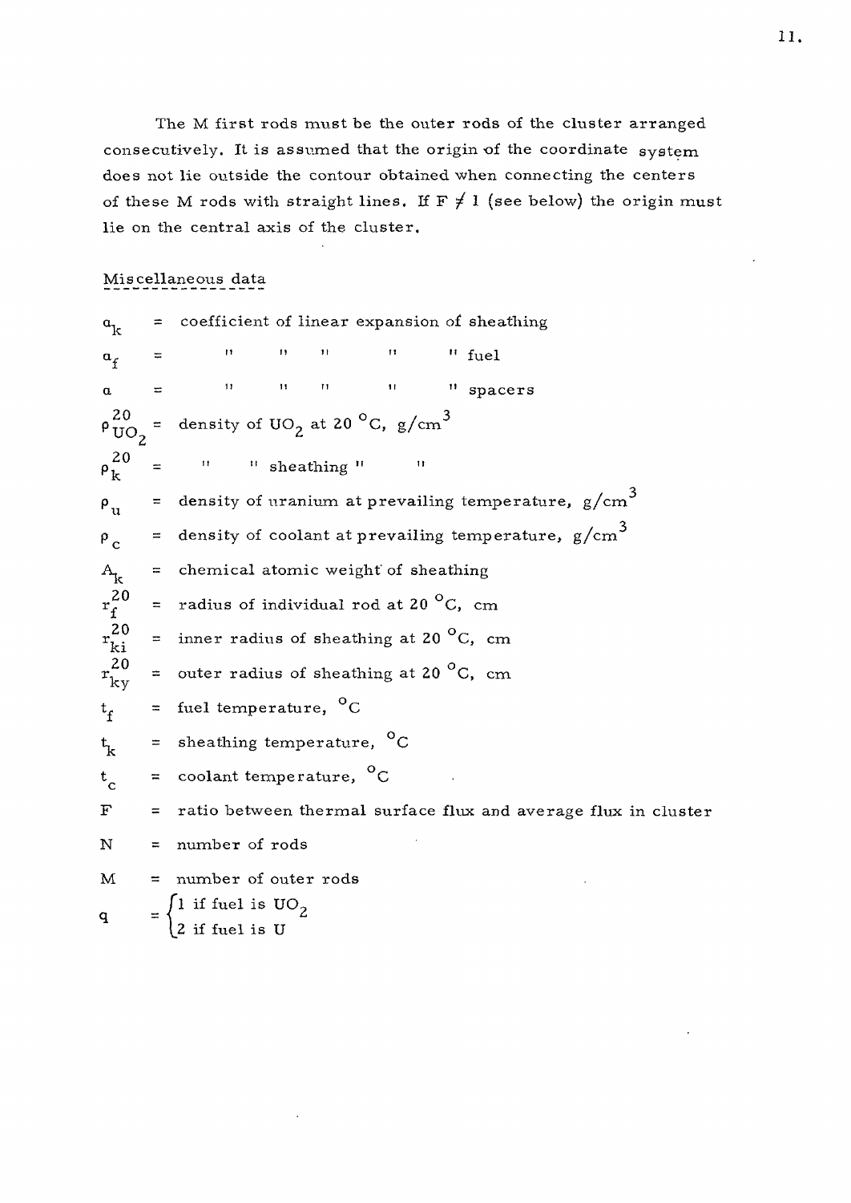The M first rods must be the outer rods of the cluster arranged consecutively. It is assumed that the origin of the coordinate system does not lie outside the contour obtained when connecting the centers of these M rods with straight lines. If $F \neq 1$ (see below) the origin must lie on the central axis of the cluster.

## Miscellaneous data

$a_k$ = coefficient of linear expansion of sheathing

$a_f$ = " " " " " fuel

$a$ = " " " " " spacers

$\rho_{UO_2}^{20}$ = density of $UO_2$ at 20 °C, g/cm$^3$

$\rho_k^{20}$ = " " sheathing " "

$\rho_u$ = density of uranium at prevailing temperature, g/cm$^3$

$\rho_c$ = density of coolant at prevailing temperature, g/cm$^3$

$A_k$ = chemical atomic weight of sheathing

$r_f^{20}$ = radius of individual rod at 20 °C, cm

$r_{ki}^{20}$ = inner radius of sheathing at 20 °C, cm

$r_{ky}^{20}$ = outer radius of sheathing at 20 °C, cm

$t_f$ = fuel temperature, °C

$t_k$ = sheathing temperature, °C

$t_c$ = coolant temperature, °C

F = ratio between thermal surface flux and average flux in cluster

N = number of rods

M = number of outer rods

$$q = \begin{cases} 1 \text{ if fuel is } UO_2 \\ 2 \text{ if fuel is U} \end{cases}$$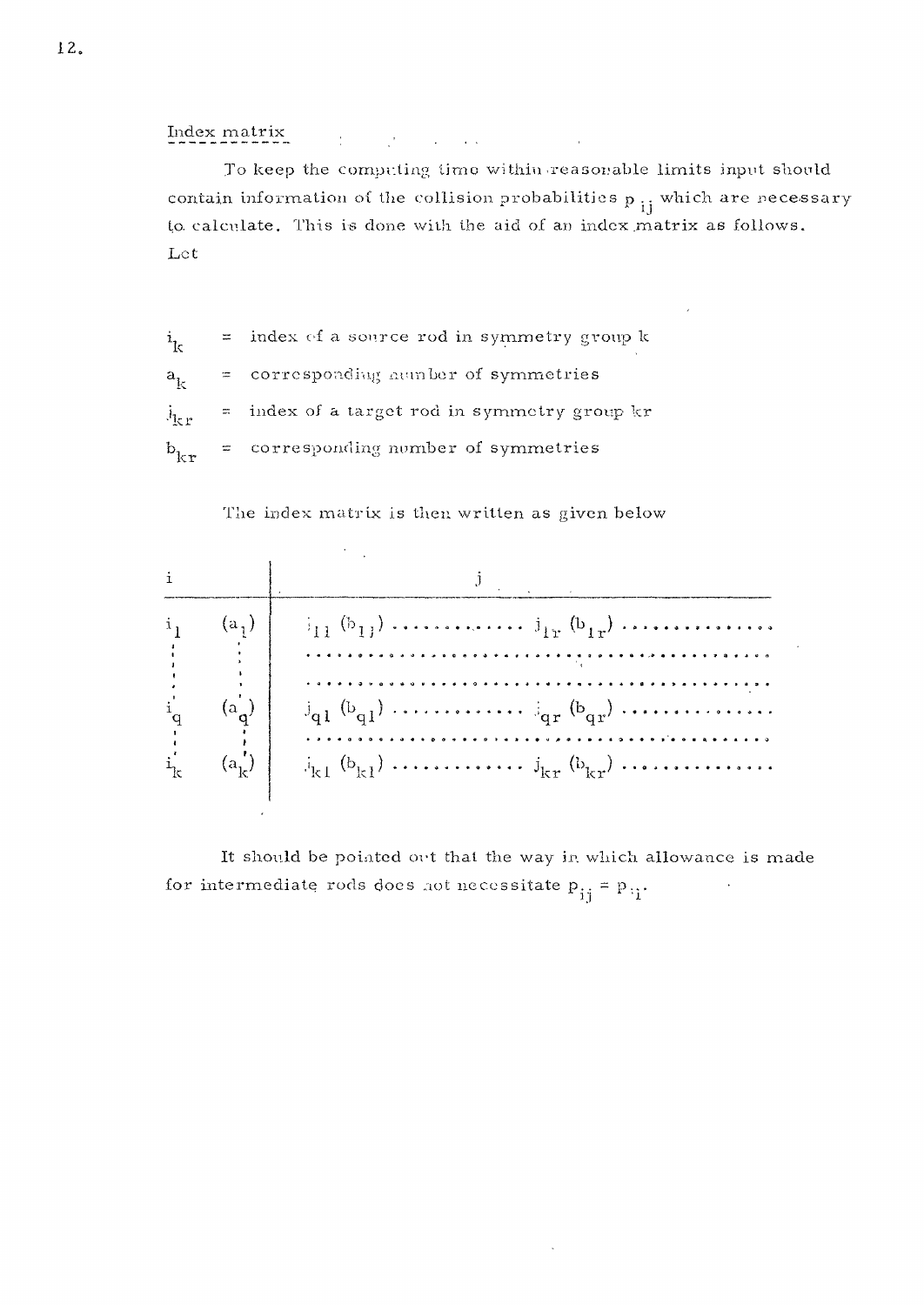## Index matrix

To keep the computing time within reasonable limits input should contain information of the collision probabilities $p_{ij}$ which are necessary to calculate. This is done with the aid of an index matrix as follows. Let

$i_k$ = index of a source rod in symmetry group k

$a_k$ = corresponding number of symmetries

$j_{kr}$ = index of a target rod in symmetry group kr

$b_{kr}$ = corresponding number of symmetries

The index matrix is then written as given below

| i | | j |
|---|---|---|
| $i_1$ | $(a_1)$ | $j_{11}$ $(b_{11})$ ............. $j_{1r}$ $(b_{1r})$ ............... |
| ⋮ | ⋮ | ....................................... |
| | | ....................................... |
| $i_q$ | $(a_q)$ | $j_{q1}$ $(b_{q1})$ ............. $j_{qr}$ $(b_{qr})$ ............... |
| ⋮ | ⋮ | ....................................... |
| $i_k$ | $(a_k)$ | $j_{k1}$ $(b_{k1})$ ............. $j_{kr}$ $(b_{kr})$ ............... |

It should be pointed out that the way in which allowance is made for intermediate rods does not necessitate $p_{ij} = p_{ji}$.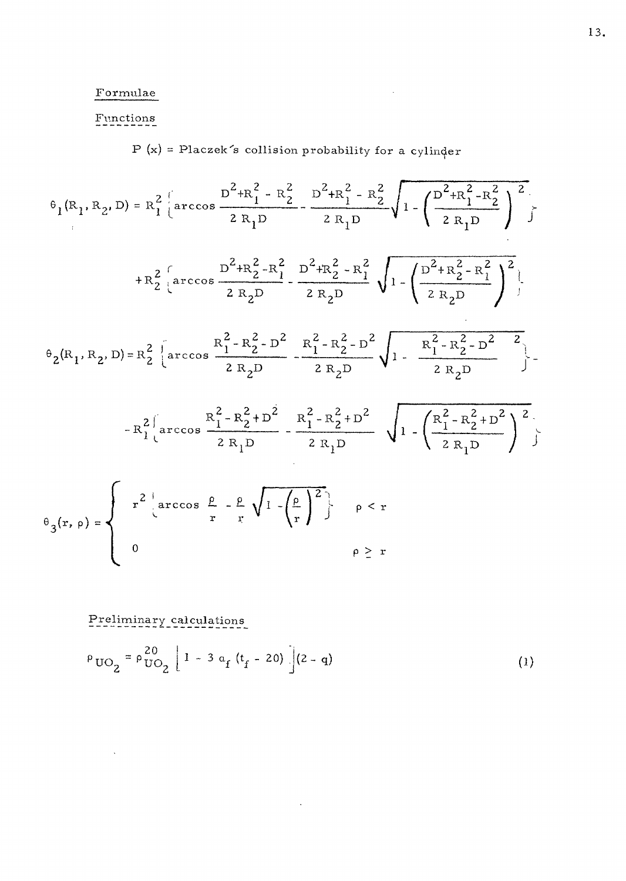## Formulae

### Functions

P (x) = Placzek's collision probability for a cylinder

$$\theta_1(R_1, R_2, D) = R_1^2 \left\{ \arccos \frac{D^2+R_1^2 - R_2^2}{2 R_1 D} - \frac{D^2+R_1^2 - R_2^2}{2 R_1 D} \sqrt{1 - \left( \frac{D^2+R_1^2-R_2^2}{2 R_1 D} \right)^2} \right\}$$

$$+ R_2^2 \left\{ \arccos \frac{D^2+R_2^2-R_1^2}{2 R_2 D} - \frac{D^2+R_2^2 - R_1^2}{2 R_2 D} \sqrt{1 - \left( \frac{D^2+R_2^2 - R_1^2}{2 R_2 D} \right)^2} \right\}$$

$$\theta_2(R_1, R_2, D) = R_2^2 \left\{ \arccos \frac{R_1^2 - R_2^2 - D^2}{2 R_2 D} - \frac{R_1^2 - R_2^2 - D^2}{2 R_2 D} \sqrt{1 - \left( \frac{R_1^2 - R_2^2 - D^2}{2 R_2 D} \right)^2} \right\} -$$

$$- R_1^2 \left\{ \arccos \frac{R_1^2 - R_2^2 + D^2}{2 R_1 D} - \frac{R_1^2 - R_2^2 + D^2}{2 R_1 D} \sqrt{1 - \left( \frac{R_1^2 - R_2^2 + D^2}{2 R_1 D} \right)^2} \right\}$$

$$\theta_3(r, \rho) = \begin{cases} r^2 \left\{ \arccos \frac{\rho}{r} - \frac{\rho}{r} \sqrt{1 - \left( \frac{\rho}{r} \right)^2} \right\} & \rho < r \\ 0 & \rho \geq r \end{cases}$$

### Preliminary calculations

$$\rho_{UO_2} = \rho_{UO_2}^{20} \left[ 1 - 3\, a_f\, (t_f - 20) \right] (2 - q) \tag{1}$$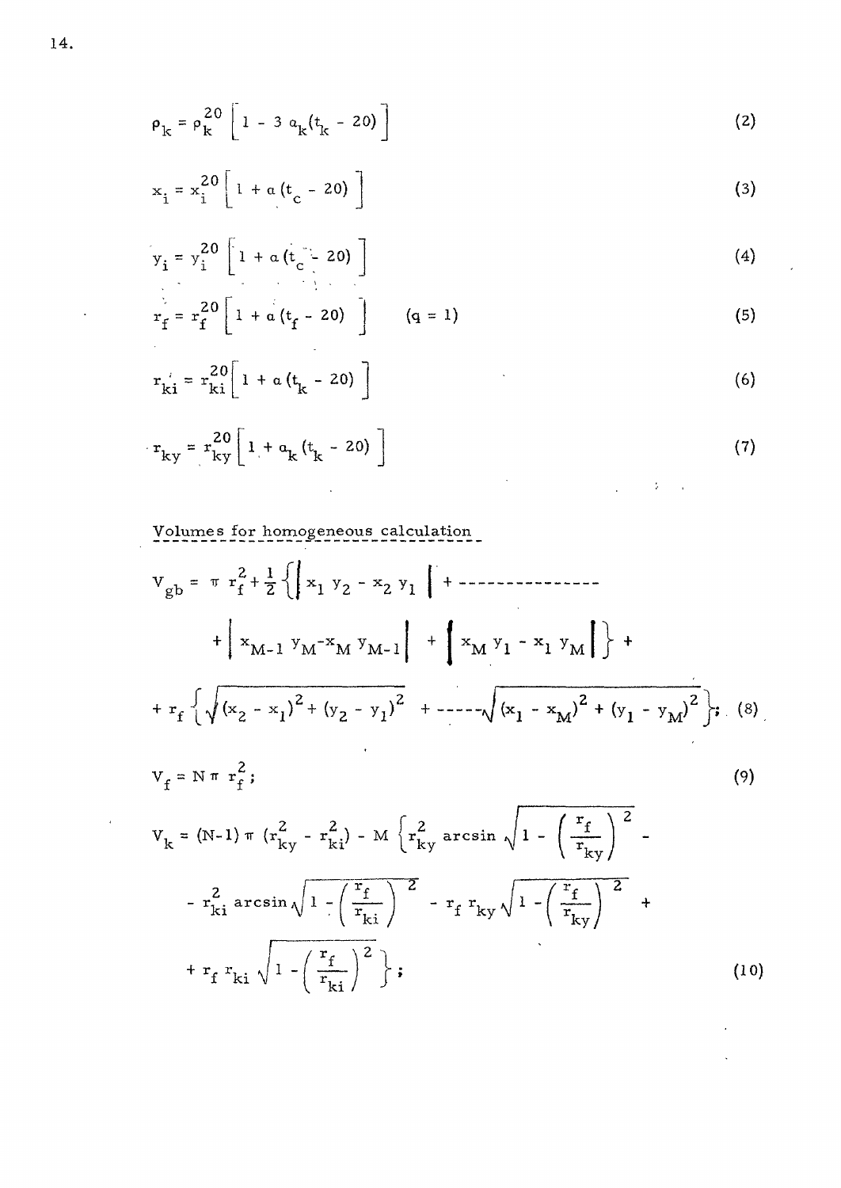$$\rho_k = \rho_k^{20} \left[ 1 - 3\, a_k (t_k - 20) \right] \tag{2}$$

$$x_i = x_i^{20} \left[ 1 + \alpha (t_c - 20) \right] \tag{3}$$

$$y_i = y_i^{20} \left[ 1 + \alpha (t_c - 20) \right] \tag{4}$$

$$r_f = r_f^{20} \left[ 1 + \alpha (t_f - 20) \right] \qquad (q = 1) \tag{5}$$

$$r_{ki} = r_{ki}^{20} \left[ 1 + \alpha (t_k - 20) \right] \tag{6}$$

$$r_{ky} = r_{ky}^{20} \left[ 1 + a_k (t_k - 20) \right] \tag{7}$$

Volumes for homogeneous calculation

$$V_{gb} = \pi\, r_f^2 + \frac{1}{2} \left\{ \left| x_1\, y_2 - x_2\, y_1 \right| + \text{---------------} + \left| x_{M-1}\, y_M - x_M\, y_{M-1} \right| + \left| x_M\, y_1 - x_1\, y_M \right| \right\} + r_f \left\{ \sqrt{(x_2 - x_1)^2 + (y_2 - y_1)^2} + \text{-----} \sqrt{(x_1 - x_M)^2 + (y_1 - y_M)^2} \right\}; \tag{8}$$

$$V_f = N\, \pi\, r_f^2 ; \tag{9}$$

$$V_k = (N-1)\, \pi\, (r_{ky}^2 - r_{ki}^2) - M \left\{ r_{ky}^2 \arcsin \sqrt{1 - \left( \frac{r_f}{r_{ky}} \right)^2} - r_{ki}^2 \arcsin \sqrt{1 - \left( \frac{r_f}{r_{ki}} \right)^2} - r_f\, r_{ky} \sqrt{1 - \left( \frac{r_f}{r_{ky}} \right)^2} + r_f\, r_{ki} \sqrt{1 - \left( \frac{r_f}{r_{ki}} \right)^2} \right\}; \tag{10}$$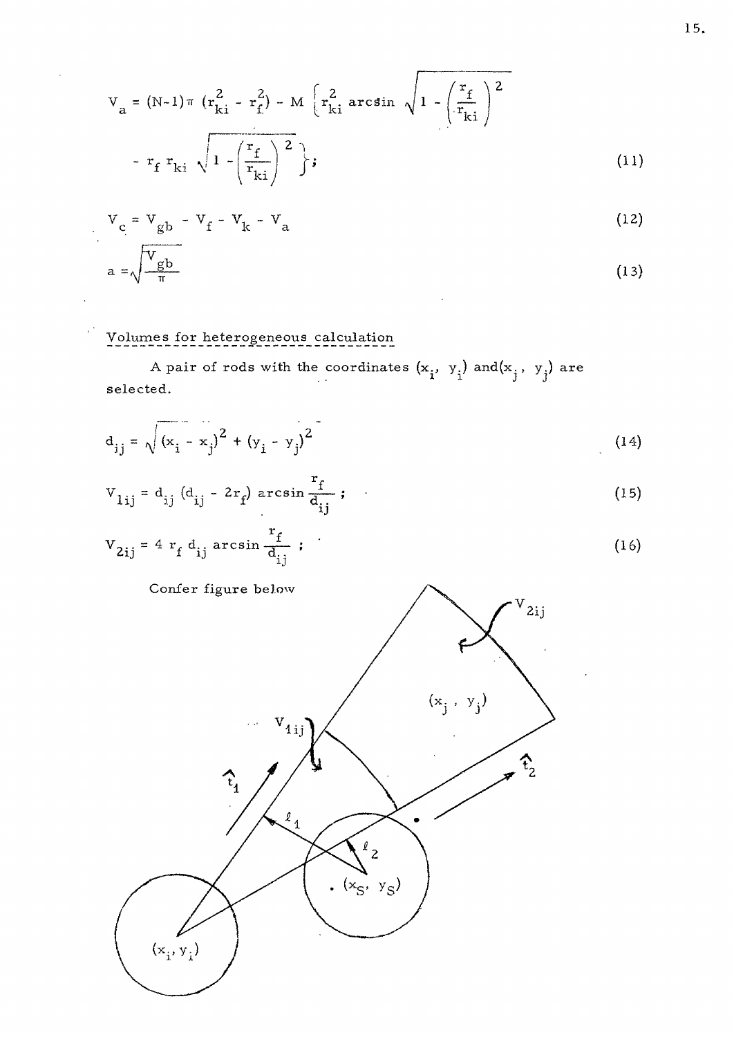$$V_a = (N-1)\pi \left(r_{ki}^2 - r_f^2\right) - M \left\{ r_{ki}^2 \arcsin \sqrt{1 - \left(\frac{r_f}{r_{ki}}\right)^2} - r_f\, r_{ki} \sqrt{1 - \left(\frac{r_f}{r_{ki}}\right)^2} \right\}; \tag{11}$$

$$V_c = V_{gb} - V_f - V_k - V_a \tag{12}$$

$$a = \sqrt{\frac{V_{gb}}{\pi}} \tag{13}$$

## Volumes for heterogeneous calculation

A pair of rods with the coordinates $(x_i, y_i)$ and $(x_j, y_j)$ are selected.

$$d_{ij} = \sqrt{(x_i - x_j)^2 + (y_i - y_j)^2} \tag{14}$$

$$V_{1ij} = d_{ij}\,(d_{ij} - 2r_f) \arcsin \frac{r_f}{d_{ij}}; \tag{15}$$

$$V_{2ij} = 4\, r_f\, d_{ij} \arcsin \frac{r_f}{d_{ij}}; \tag{16}$$

Confer figure below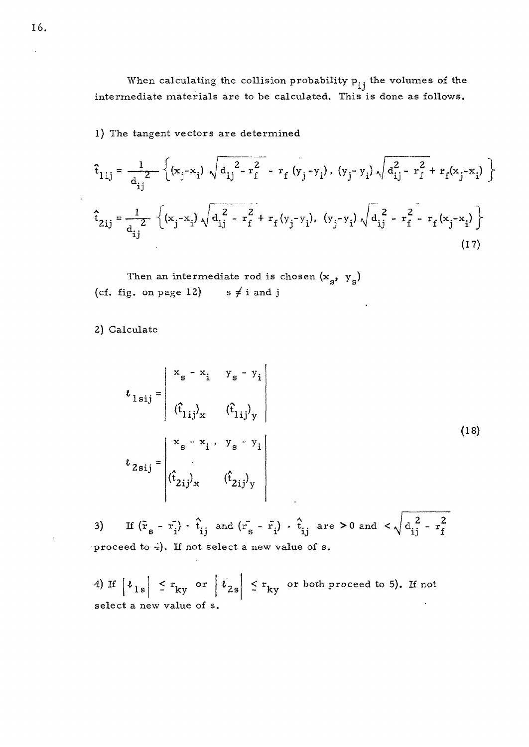When calculating the collision probability $p_{ij}$ the volumes of the intermediate materials are to be calculated. This is done as follows.

1) The tangent vectors are determined

$$
\begin{aligned}
\hat{t}_{1ij} &= \frac{1}{d_{ij}^{2}} \left\{ (x_j - x_i)\sqrt{d_{ij}^{2} - r_f^{2}} - r_f(y_j - y_i),\ (y_j - y_i)\sqrt{d_{ij}^{2} - r_f^{2}} + r_f(x_j - x_i) \right\} \\
\hat{t}_{2ij} &= \frac{1}{d_{ij}^{2}} \left\{ (x_j - x_i)\sqrt{d_{ij}^{2} - r_f^{2}} + r_f(y_j - y_i),\ (y_j - y_i)\sqrt{d_{ij}^{2} - r_f^{2}} - r_f(x_j - x_i) \right\}
\end{aligned}
\qquad (17)
$$

Then an intermediate rod is chosen $(x_s, y_s)$ (cf. fig. on page 12) $s \neq i$ and $j$

2) Calculate

$$
\begin{aligned}
\ell_{1sij} &= \begin{vmatrix} x_s - x_i & y_s - y_i \\ (\hat{t}_{1ij})_x & (\hat{t}_{1ij})_y \end{vmatrix} \\
\ell_{2sij} &= \begin{vmatrix} x_s - x_i, & y_s - y_i \\ (\hat{t}_{2ij})_x & (\hat{t}_{2ij})_y \end{vmatrix}
\end{aligned}
\qquad (18)
$$

3) If $(\bar{r}_s - \bar{r}_i) \cdot \hat{t}_{ij}$ and $(\bar{r}_s - \bar{r}_i) \cdot \hat{t}_{ij}$ are $> 0$ and $< \sqrt{d_{ij}^{2} - r_f^{2}}$ proceed to 4). If not select a new value of s.

4) If $\left|\ell_{1s}\right| \leq r_{ky}$ or $\left|\ell_{2s}\right| \leq r_{ky}$ or both proceed to 5). If not select a new value of s.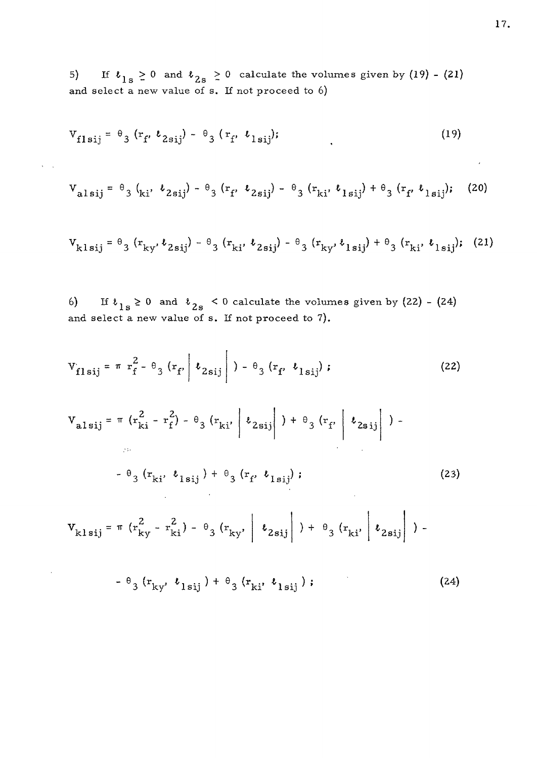5) If $\ell_{1s} \geq 0$ and $\ell_{2s} \geq 0$ calculate the volumes given by (19) - (21) and select a new value of s. If not proceed to 6)

$$V_{fl\,sij} = \theta_3 \,(r_f, \,\ell_{2sij}) - \theta_3 \,(r_f, \,\ell_{1sij}); \tag{19}$$

$$V_{al\,sij} = \theta_3 \,(r_{ki}, \,\ell_{2sij}) - \theta_3 \,(r_f, \,\ell_{2sij}) - \theta_3 \,(r_{ki}, \,\ell_{1sij}) + \theta_3 \,(r_f, \,\ell_{1sij}); \tag{20}$$

$$V_{kl\,sij} = \theta_3 \,(r_{ky}, \ell_{2sij}) - \theta_3 \,(r_{ki}, \,\ell_{2sij}) - \theta_3 \,(r_{ky}, \ell_{1sij}) + \theta_3 \,(r_{ki}, \,\ell_{1sij}); \tag{21}$$

6) If $\ell_{1s} \geq 0$ and $\ell_{2s} < 0$ calculate the volumes given by (22) - (24) and select a new value of s. If not proceed to 7).

$$V_{fl\,sij} = \pi \, r_f^2 - \theta_3 \,(r_f, \left| \,\ell_{2sij} \right| ) - \theta_3 \,(r_f, \,\ell_{1sij}) \,; \tag{22}$$

$$V_{al\,sij} = \pi \,(r_{ki}^2 - r_f^2) - \theta_3 \,(r_{ki}, \left| \,\ell_{2sij} \right| ) + \theta_3 \,(r_f, \left| \,\ell_{2sij} \right| ) - $$

$$- \theta_3 \,(r_{ki}, \,\ell_{1sij}) + \theta_3 \,(r_f, \,\ell_{1sij}) \,; \tag{23}$$

$$V_{kl\,sij} = \pi \,(r_{ky}^2 - r_{ki}^2) - \theta_3 \,(r_{ky}, \left| \,\ell_{2sij} \right| ) + \theta_3 \,(r_{ki}, \left| \,\ell_{2sij} \right| ) - $$

$$- \theta_3 \,(r_{ky}, \,\ell_{1sij}) + \theta_3 \,(r_{ki}, \,\ell_{1sij}) \,; \tag{24}$$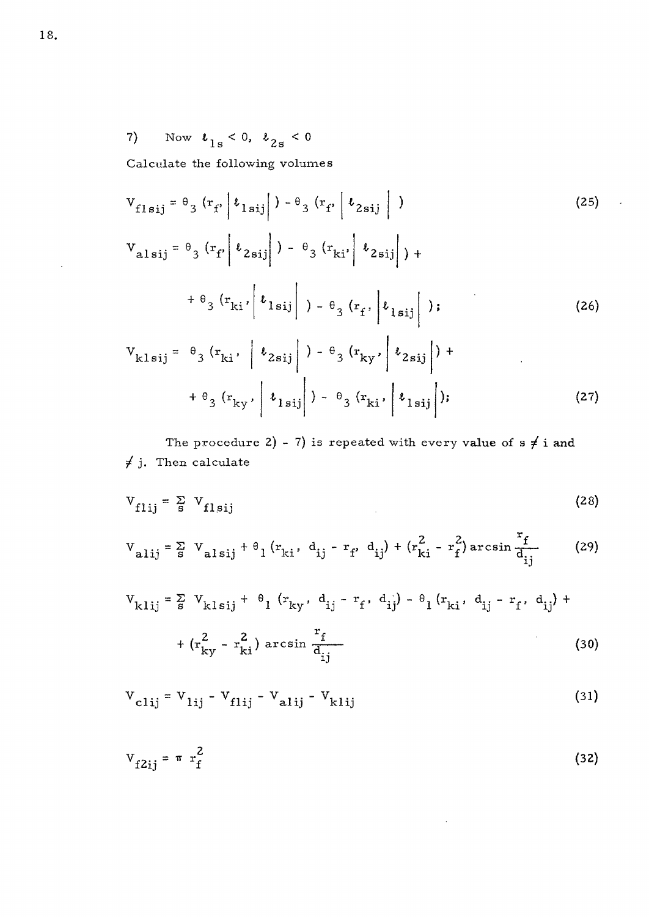7) Now $\ell_{1s} < 0$, $\ell_{2s} < 0$

Calculate the following volumes

$$V_{f1sij} = \theta_3 \left(r_f, \left|\ell_{1sij}\right|\right) - \theta_3 \left(r_f, \left|\ell_{2sij}\right|\right) \tag{25}$$

$$V_{a1sij} = \theta_3 \left(r_f, \left|\ell_{2sij}\right|\right) - \theta_3 \left(r_{ki}, \left|\ell_{2sij}\right|\right) + \\ + \theta_3 \left(r_{ki}, \left|\ell_{1sij}\right|\right) - \theta_3 \left(r_f, \left|\ell_{1sij}\right|\right); \tag{26}$$

$$V_{k1sij} = \theta_3 \left(r_{ki}, \left|\ell_{2sij}\right|\right) - \theta_3 \left(r_{ky}, \left|\ell_{2sij}\right|\right) + \\ + \theta_3 \left(r_{ky}, \left|\ell_{1sij}\right|\right) - \theta_3 \left(r_{ki}, \left|\ell_{1sij}\right|\right); \tag{27}$$

The procedure 2) - 7) is repeated with every value of $s \neq i$ and $\neq j$. Then calculate

$$V_{f1ij} = \sum_s V_{f1sij} \tag{28}$$

$$V_{a1ij} = \sum_s V_{a1sij} + \theta_1 \left(r_{ki}, d_{ij} - r_f, d_{ij}\right) + \left(r_{ki}^2 - r_f^2\right) \arcsin \frac{r_f}{d_{ij}} \tag{29}$$

$$V_{k1ij} = \sum_s V_{k1sij} + \theta_1 \left(r_{ky}, d_{ij} - r_f, d_{ij}\right) - \theta_1 \left(r_{ki}, d_{ij} - r_f, d_{ij}\right) + \\ + \left(r_{ky}^2 - r_{ki}^2\right) \arcsin \frac{r_f}{d_{ij}} \tag{30}$$

$$V_{c1ij} = V_{1ij} - V_{f1ij} - V_{a1ij} - V_{k1ij} \tag{31}$$

$$V_{f2ij} = \pi \, r_f^2 \tag{32}$$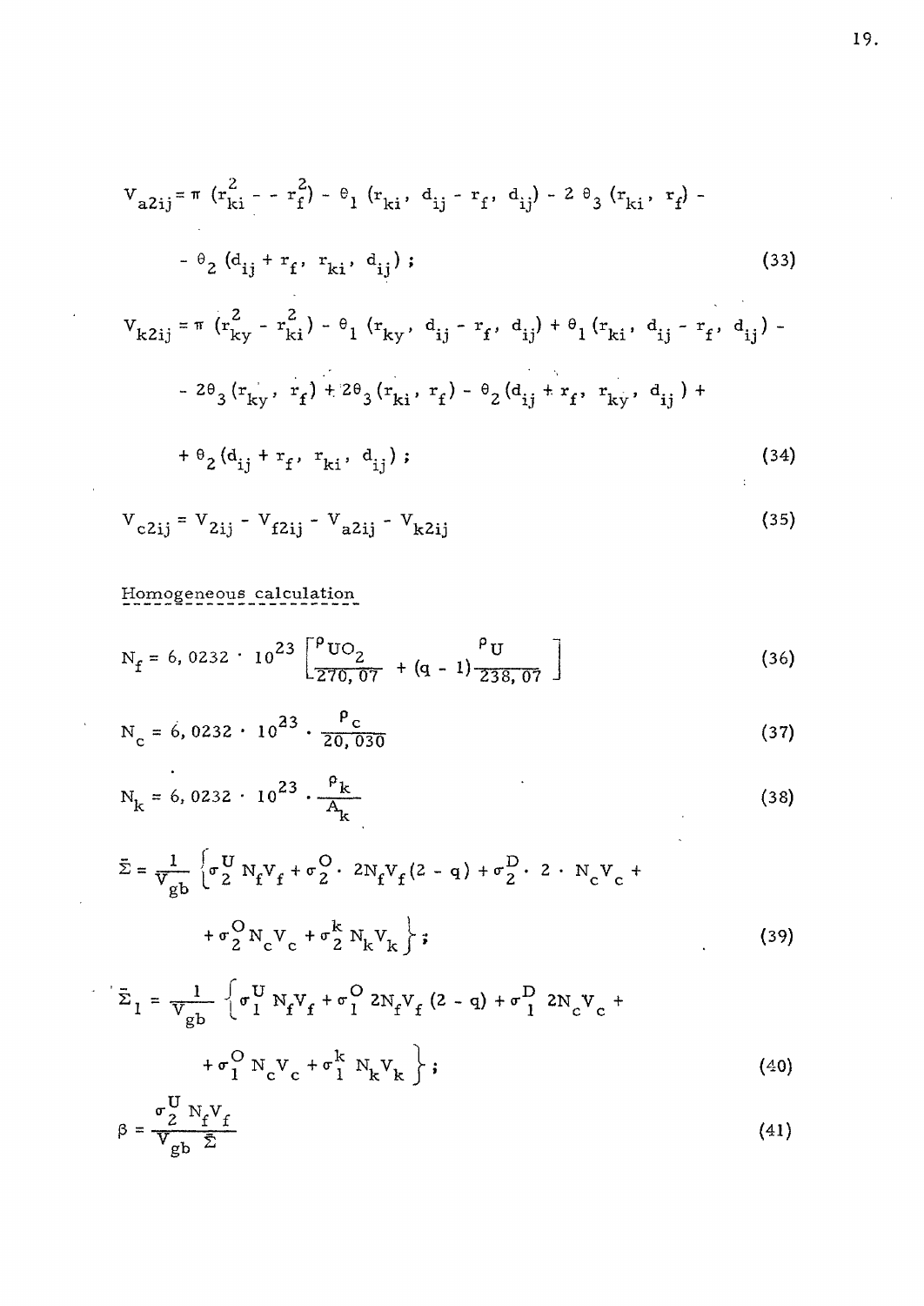$$V_{a2ij} = \pi \left(r_{ki}^2 - - r_f^2\right) - \theta_1 \left(r_{ki},\ d_{ij} - r_f,\ d_{ij}\right) - 2\,\theta_3 \left(r_{ki},\ r_f\right) -$$

$$- \theta_2 \left(d_{ij} + r_f,\ r_{ki},\ d_{ij}\right) ; \tag{33}$$

$$V_{k2ij} = \pi \left(r_{ky}^2 - r_{ki}^2\right) - \theta_1 \left(r_{ky},\ d_{ij} - r_f,\ d_{ij}\right) + \theta_1 \left(r_{ki},\ d_{ij} - r_f,\ d_{ij}\right) -$$

$$- 2\theta_3 \left(r_{ky},\ r_f\right) + 2\theta_3 \left(r_{ki},\ r_f\right) - \theta_2 \left(d_{ij} + r_f,\ r_{ky},\ d_{ij}\right) +$$

$$+ \theta_2 \left(d_{ij} + r_f,\ r_{ki},\ d_{ij}\right) ; \tag{34}$$

$$V_{c2ij} = V_{2ij} - V_{f2ij} - V_{a2ij} - V_{k2ij} \tag{35}$$

<u>Homogeneous calculation</u>

$$N_f = 6,0232 \cdot 10^{23} \left[\frac{\rho_{UO_2}}{270,07} + (q - 1)\frac{\rho_U}{238,07}\right] \tag{36}$$

$$N_c = 6,0232 \cdot 10^{23} \cdot \frac{\rho_c}{20,030} \tag{37}$$

$$N_k = 6,0232 \cdot 10^{23} \cdot \frac{\rho_k}{A_k} \tag{38}$$

$$\bar{\Sigma} = \frac{1}{V_{gb}} \left\{\sigma_2^U N_f V_f + \sigma_2^O \cdot 2N_f V_f (2 - q) + \sigma_2^D \cdot 2 \cdot N_c V_c + \right.$$

$$\left. + \sigma_2^O N_c V_c + \sigma_2^k N_k V_k \right\} ; \tag{39}$$

$$\bar{\Sigma}_1 = \frac{1}{V_{gb}} \left\{\sigma_1^U N_f V_f + \sigma_1^O\, 2N_f V_f (2 - q) + \sigma_1^D\, 2N_c V_c + \right.$$

$$\left. + \sigma_1^O N_c V_c + \sigma_1^k N_k V_k \right\} ; \tag{40}$$

$$\beta = \frac{\sigma_2^U N_f V_f}{V_{gb}\ \bar{\Sigma}} \tag{41}$$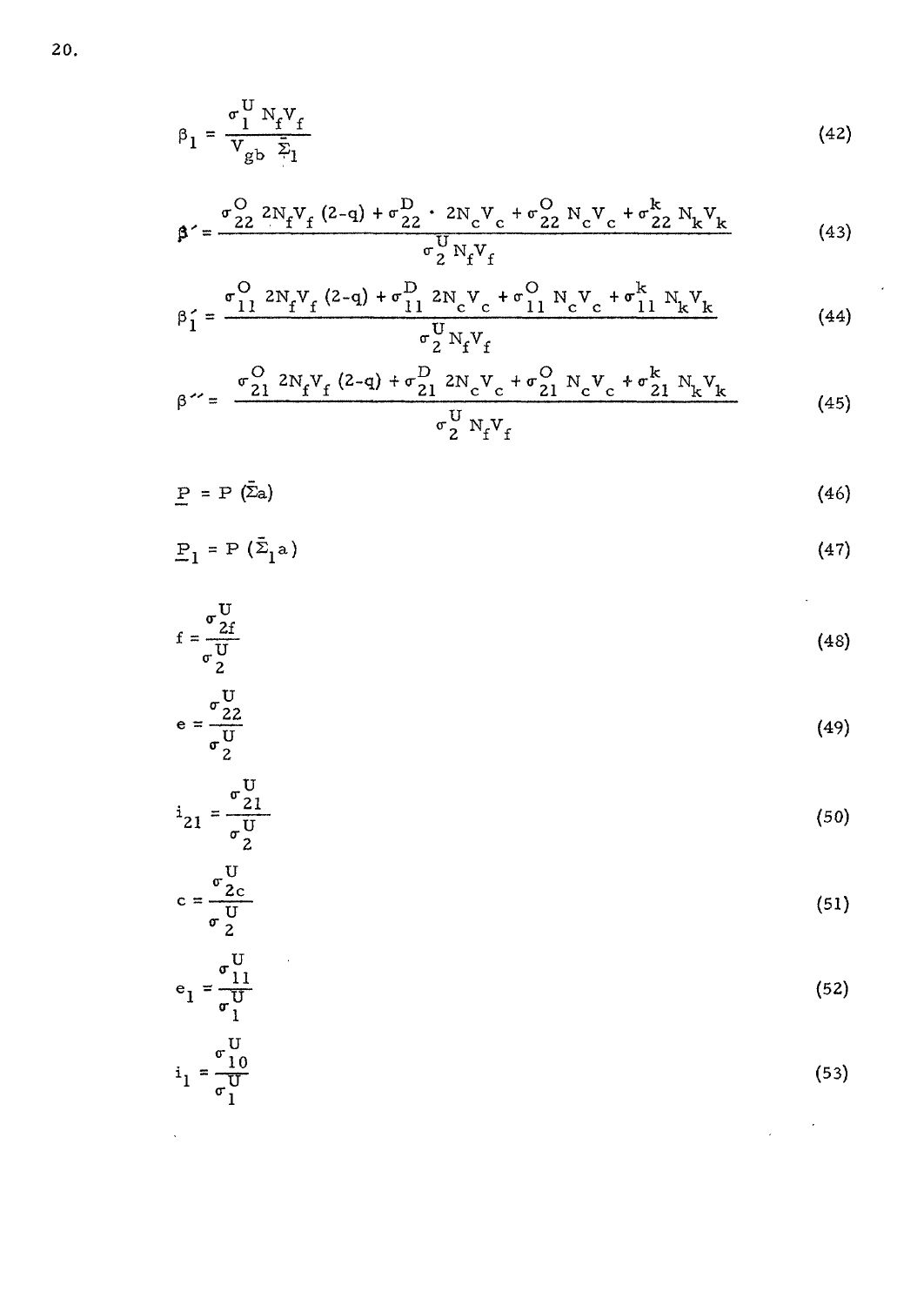$$\beta_1 = \frac{\sigma_1^U N_f V_f}{V_{gb} \bar{\Sigma}_1} \tag{42}$$

$$\beta' = \frac{\sigma_{22}^O \, 2N_f V_f (2-q) + \sigma_{22}^D \cdot 2N_c V_c + \sigma_{22}^O N_c V_c + \sigma_{22}^k N_k V_k}{\sigma_2^U N_f V_f} \tag{43}$$

$$\beta_1' = \frac{\sigma_{11}^O \, 2N_f V_f (2-q) + \sigma_{11}^D \, 2N_c V_c + \sigma_{11}^O N_c V_c + \sigma_{11}^k N_k V_k}{\sigma_2^U N_f V_f} \tag{44}$$

$$\beta'' = \frac{\sigma_{21}^O \, 2N_f V_f (2-q) + \sigma_{21}^D \, 2N_c V_c + \sigma_{21}^O N_c V_c + \sigma_{21}^k N_k V_k}{\sigma_2^U N_f V_f} \tag{45}$$

$$\underline{P} = P(\bar{\Sigma} a) \tag{46}$$

$$\underline{P}_1 = P(\bar{\Sigma}_1 a) \tag{47}$$

$$f = \frac{\sigma_{2f}^U}{\sigma_2^U} \tag{48}$$

$$e = \frac{\sigma_{22}^U}{\sigma_2^U} \tag{49}$$

$$i_{21} = \frac{\sigma_{21}^U}{\sigma_2^U} \tag{50}$$

$$c = \frac{\sigma_{2c}^U}{\sigma_2^U} \tag{51}$$

$$e_1 = \frac{\sigma_{11}^U}{\sigma_1^U} \tag{52}$$

$$i_1 = \frac{\sigma_{10}^U}{\sigma_1^U} \tag{53}$$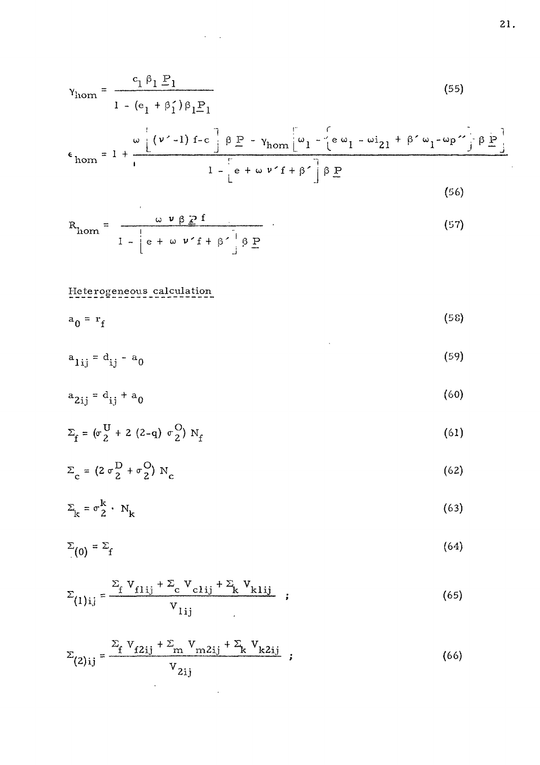$$\gamma_{hom} = \frac{c_1 \beta_1 \underline{P}_1}{1 - (e_1 + \beta_1') \beta_1 \underline{P}_1} \tag{55}$$

$$\epsilon_{hom} = 1 + \frac{\omega \left[ (\nu' - 1) f - c \right] \beta \underline{P} - \gamma_{hom} \left[ \omega_1 - \left\{ e\, \omega_1 - \omega i_{21} + \beta' \omega_1 - \omega p'' \right\} \beta \underline{P} \right]}{1 - \left[ e + \omega \nu' f + \beta' \right] \beta \underline{P}} \tag{56}$$

$$R_{hom} = \frac{\omega\, \nu\, \beta\, \underline{P}\, f}{1 - \left[ e + \omega\, \nu' f + \beta' \right] \beta \underline{P}} \tag{57}$$

Heterogeneous calculation

$$a_0 = r_f \tag{58}$$

$$a_{1ij} = d_{ij} - a_0 \tag{59}$$

$$a_{2ij} = d_{ij} + a_0 \tag{60}$$

$$\Sigma_f = (\sigma_2^U + 2\,(2-q)\, \sigma_2^O)\, N_f \tag{61}$$

$$\Sigma_c = (2\, \sigma_2^D + \sigma_2^O)\, N_c \tag{62}$$

$$\Sigma_k = \sigma_2^k \cdot N_k \tag{63}$$

$$\Sigma_{(0)} = \Sigma_f \tag{64}$$

$$\Sigma_{(1)ij} = \frac{\Sigma_f\, V_{f1ij} + \Sigma_c\, V_{c1ij} + \Sigma_k\, V_{k1ij}}{V_{1ij}} \quad ; \tag{65}$$

$$\Sigma_{(2)ij} = \frac{\Sigma_f\, V_{f2ij} + \Sigma_m\, V_{m2ij} + \Sigma_k\, V_{k2ij}}{V_{2ij}} \quad ; \tag{66}$$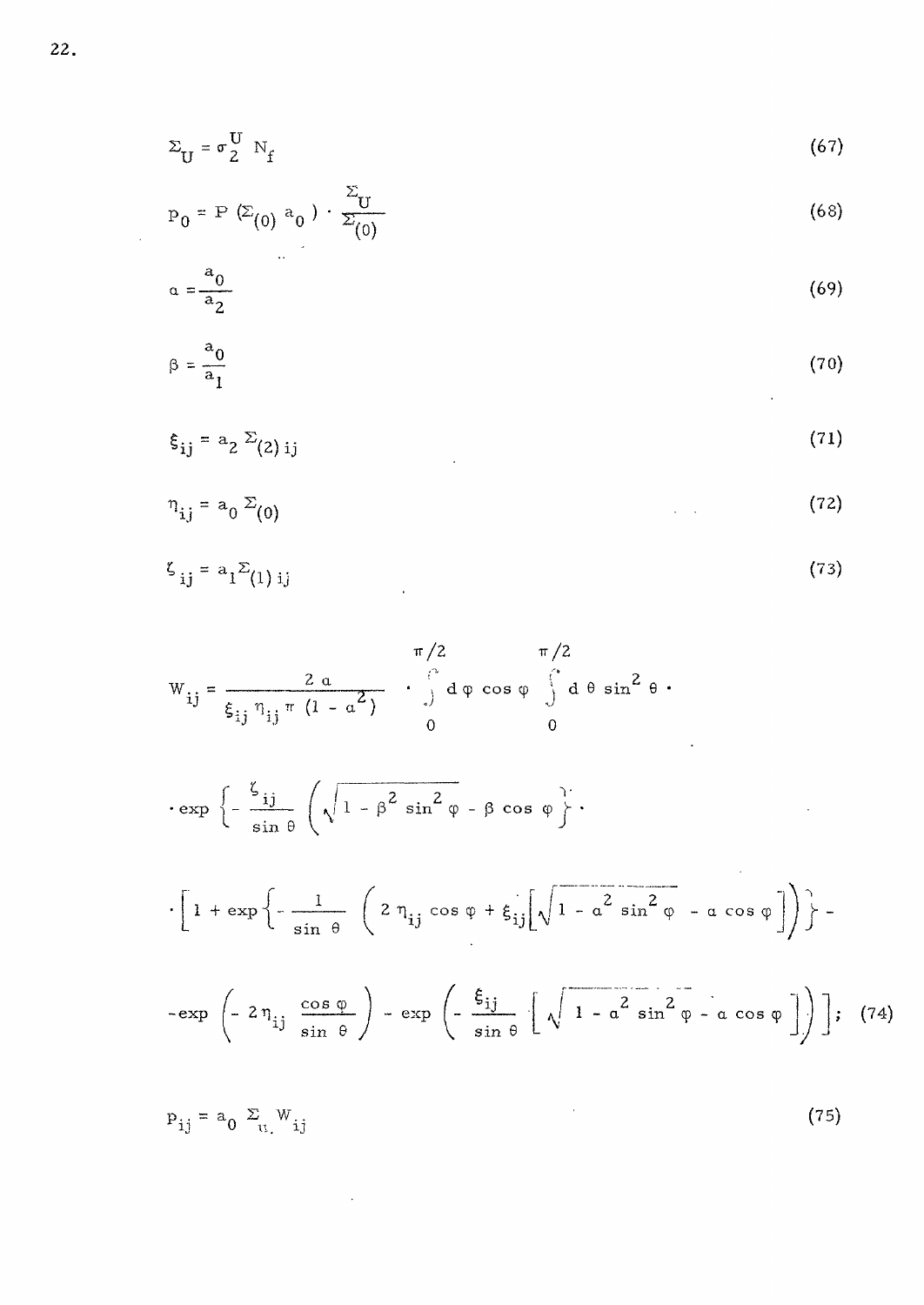$$\Sigma_U = \sigma_2^U \; N_f \tag{67}$$

$$p_0 = P\left(\Sigma_{(0)} \, a_0\right) \cdot \frac{\Sigma_U}{\Sigma_{(0)}} \tag{68}$$

$$\alpha = \frac{a_0}{a_2} \tag{69}$$

$$\beta = \frac{a_0}{a_1} \tag{70}$$

$$\xi_{ij} = a_2 \, \Sigma_{(2)\,ij} \tag{71}$$

$$\eta_{ij} = a_0 \, \Sigma_{(0)} \tag{72}$$

$$\zeta_{ij} = a_1 \Sigma_{(1)\,ij} \tag{73}$$

$$W_{ij} = \frac{2\,\alpha}{\xi_{ij}\,\eta_{ij}\,\pi\,(1-\alpha^2)} \cdot \int_0^{\pi/2} d\varphi \cos\varphi \int_0^{\pi/2} d\theta \sin^2\theta \cdot$$

$$\cdot \exp\left\{-\frac{\zeta_{ij}}{\sin\theta}\left(\sqrt{1-\beta^2\sin^2\varphi} - \beta\cos\varphi\right)\right\} \cdot$$

$$\cdot \left[1 + \exp\left\{-\frac{1}{\sin\theta}\left(2\,\eta_{ij}\cos\varphi + \xi_{ij}\left[\sqrt{1-\alpha^2\sin^2\varphi} - \alpha\cos\varphi\right]\right)\right\} -\right.$$

$$\left. -\exp\left(-2\,\eta_{ij}\,\frac{\cos\varphi}{\sin\theta}\right) - \exp\left(-\frac{\xi_{ij}}{\sin\theta}\left[\sqrt{1-\alpha^2\sin^2\varphi} - \alpha\cos\varphi\right]\right)\right]; \tag{74}$$

$$p_{ij} = a_0 \, \Sigma_u \, W_{ij} \tag{75}$$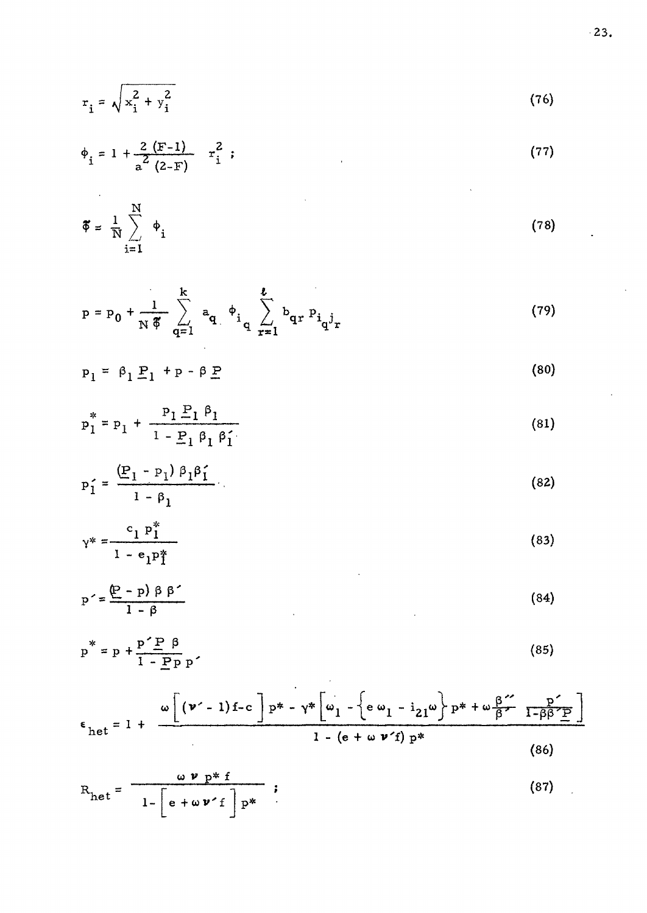$$r_i = \sqrt{x_i^2 + y_i^2} \tag{76}$$

$$\phi_i = 1 + \frac{2\,(F-1)}{a^2\,(2-F)}\; r_i^2 \;; \tag{77}$$

$$\bar{\Phi} = \frac{1}{N}\sum_{i=1}^{N} \phi_i \tag{78}$$

$$p = p_0 + \frac{1}{N\,\bar{\Phi}} \sum_{q=1}^{k} a_q\; \phi_{i_q} \sum_{r=1}^{\ell} b_{qr}\, p_{i_q j_r} \tag{79}$$

$$p_1 = \beta_1\,\underline{P}_1 + p - \beta\,\underline{P} \tag{80}$$

$$p_1^* = p_1 + \frac{p_1'\,\underline{P}_1\,\beta_1}{1 - \underline{P}_1\,\beta_1\,\beta_1'} \tag{81}$$

$$p_1' = \frac{(\underline{P}_1 - p_1)\,\beta_1\beta_1'}{1 - \beta_1} \tag{82}$$

$$\gamma^* = \frac{c_1\,p_1^*}{1 - e_1 p_1^*} \tag{83}$$

$$p' = \frac{(\underline{P} - p)\,\beta\,\beta'}{1 - \beta} \tag{84}$$

$$p^* = p + \frac{p'\,\underline{P}\,\beta}{1 - \underline{P}\,p\,p'} \tag{85}$$

$$\epsilon_{het} = 1 + \frac{\omega\left[(\nu' - 1)f - c\right]p^* - \gamma^*\left[\omega_1 - \left\{e\,\omega_1 - i_{21}\omega\right\}p^* + \omega\frac{\beta''}{\beta'}\;\frac{p'}{1-\beta\beta'\underline{P}}\right]}{1 - (e + \omega\,\nu' f)\,p^*} \tag{86}$$

$$R_{het} = \frac{\omega\,\nu\,p^*\,f}{1 - \left[e + \omega\,\nu' f\right]p^*} \;; \tag{87}$$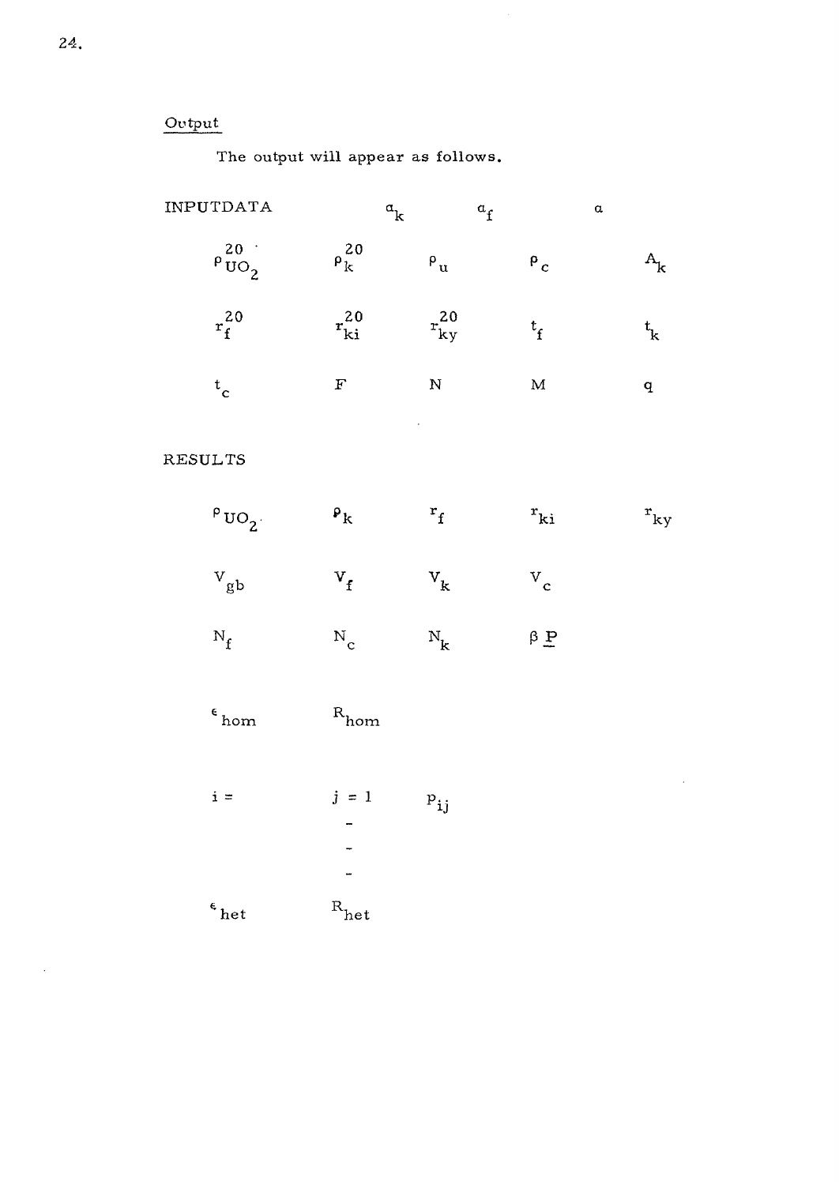Output

The output will appear as follows.

| INPUTDATA | $a_k$ | $a_f$ | $a$ | |
|---|---|---|---|---|
| $\rho^{20}_{UO_2}$ | $\rho^{20}_k$ | $\rho_u$ | $\rho_c$ | $A_k$ |
| $r^{20}_f$ | $r^{20}_{ki}$ | $r^{20}_{ky}$ | $t_f$ | $t_k$ |
| $t_c$ | $F$ | $N$ | $M$ | $q$ |

RESULTS

| | | | | |
|---|---|---|---|---|
| $\rho_{UO_2}$ | $\rho_k$ | $r_f$ | $r_{ki}$ | $r_{ky}$ |
| $V_{gb}$ | $V_f$ | $V_k$ | $V_c$ | |
| $N_f$ | $N_c$ | $N_k$ | $\beta \underline{P}$ | |
| $\epsilon_{hom}$ | $R_{hom}$ | | | |
| $i =$ | $j = 1$ | $p_{ij}$ | | |
| | - | | | |
| | - | | | |
| | - | | | |
| $\epsilon_{het}$ | $R_{het}$ | | | |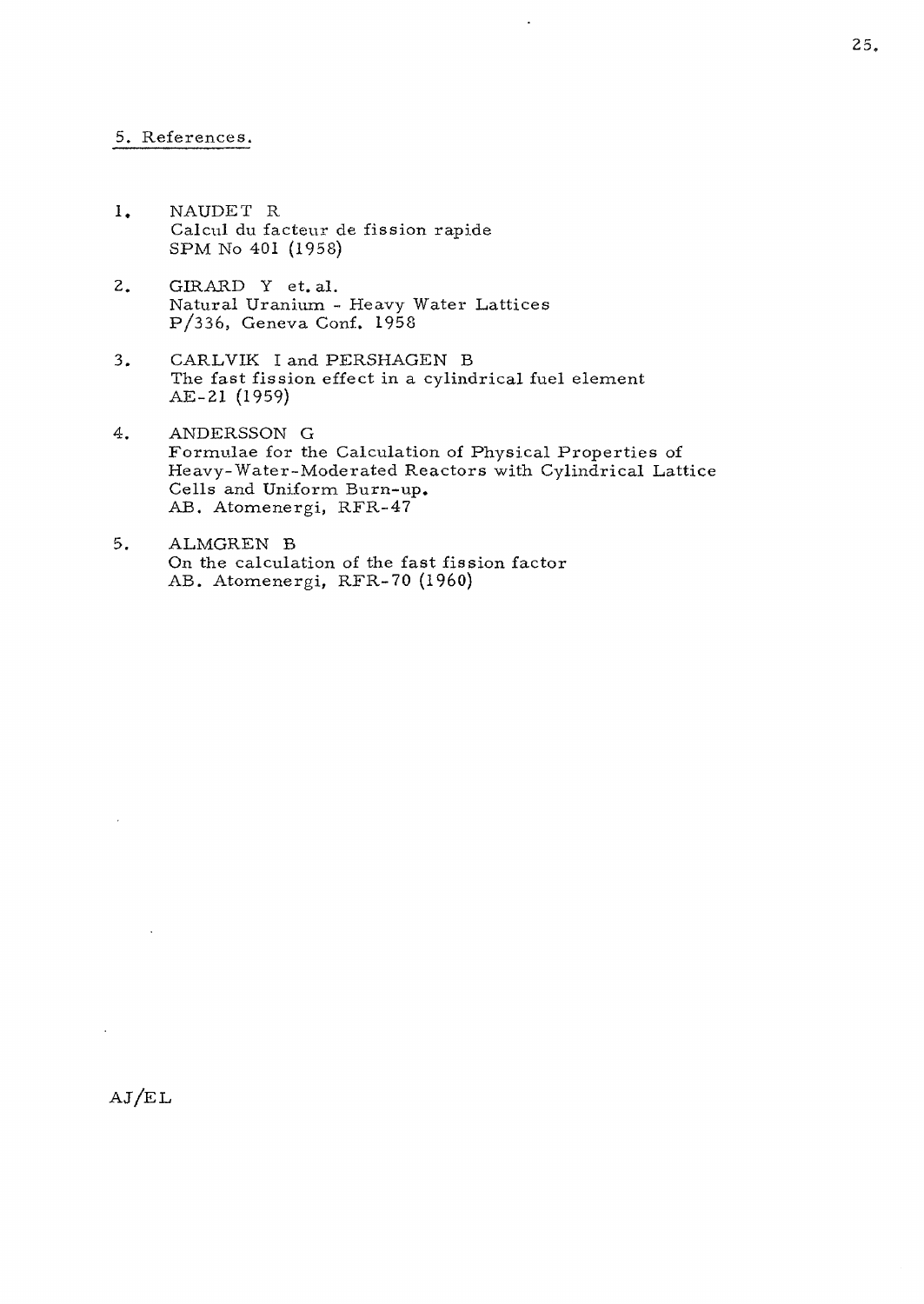## 5. References.

1. NAUDET R
   Calcul du facteur de fission rapide
   SPM No 401 (1958)

2. GIRARD Y et. al.
   Natural Uranium - Heavy Water Lattices
   P/336, Geneva Conf. 1958

3. CARLVIK I and PERSHAGEN B
   The fast fission effect in a cylindrical fuel element
   AE-21 (1959)

4. ANDERSSON G
   Formulae for the Calculation of Physical Properties of Heavy-Water-Moderated Reactors with Cylindrical Lattice Cells and Uniform Burn-up.
   AB. Atomenergi, RFR-47

5. ALMGREN B
   On the calculation of the fast fission factor
   AB. Atomenergi, RFR-70 (1960)

AJ/EL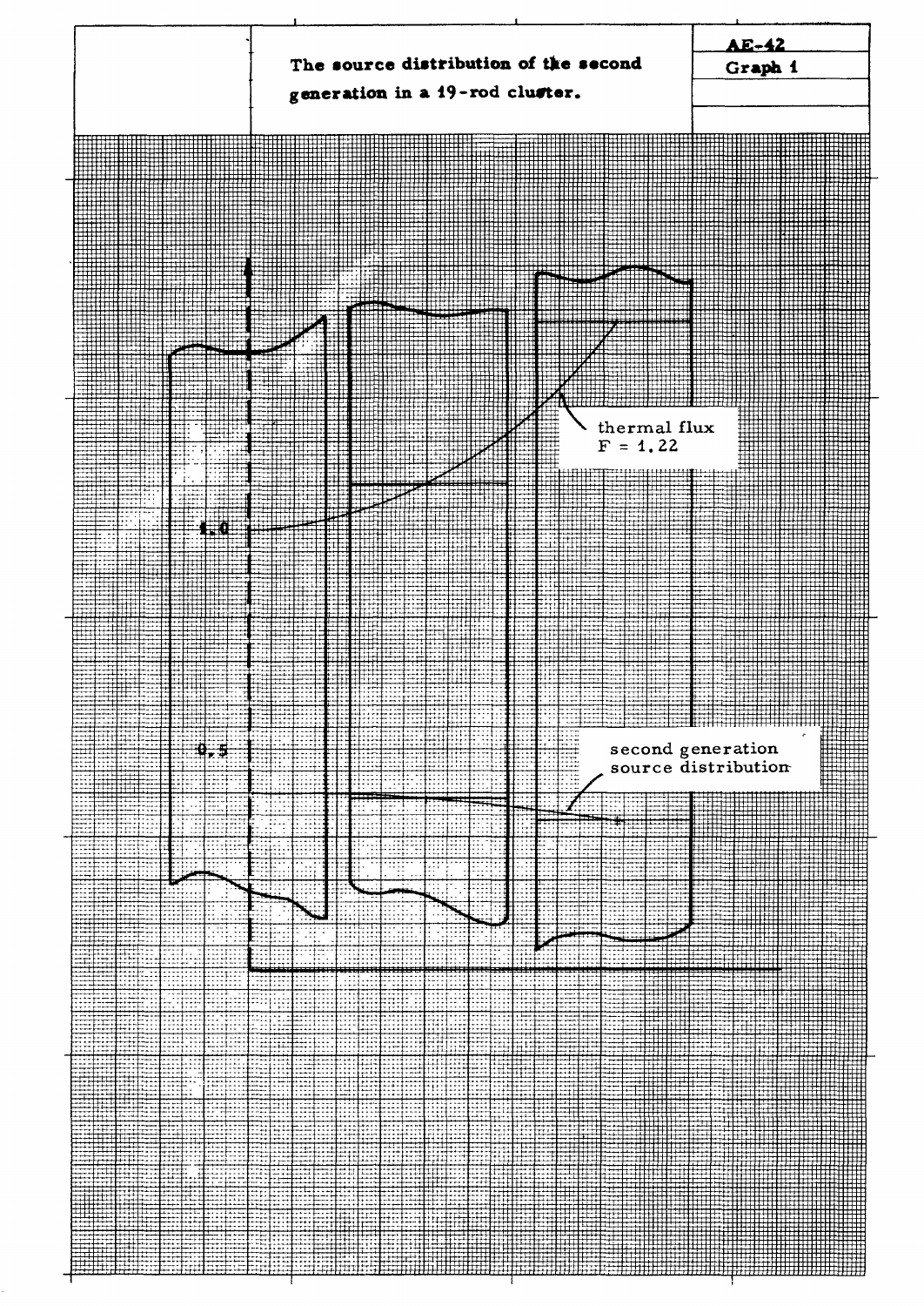The source distribution of the second generation in a 19-rod cluster.

AE-42

Graph 1

1.0

0.5

thermal flux
F = 1.22

second generation
source distribution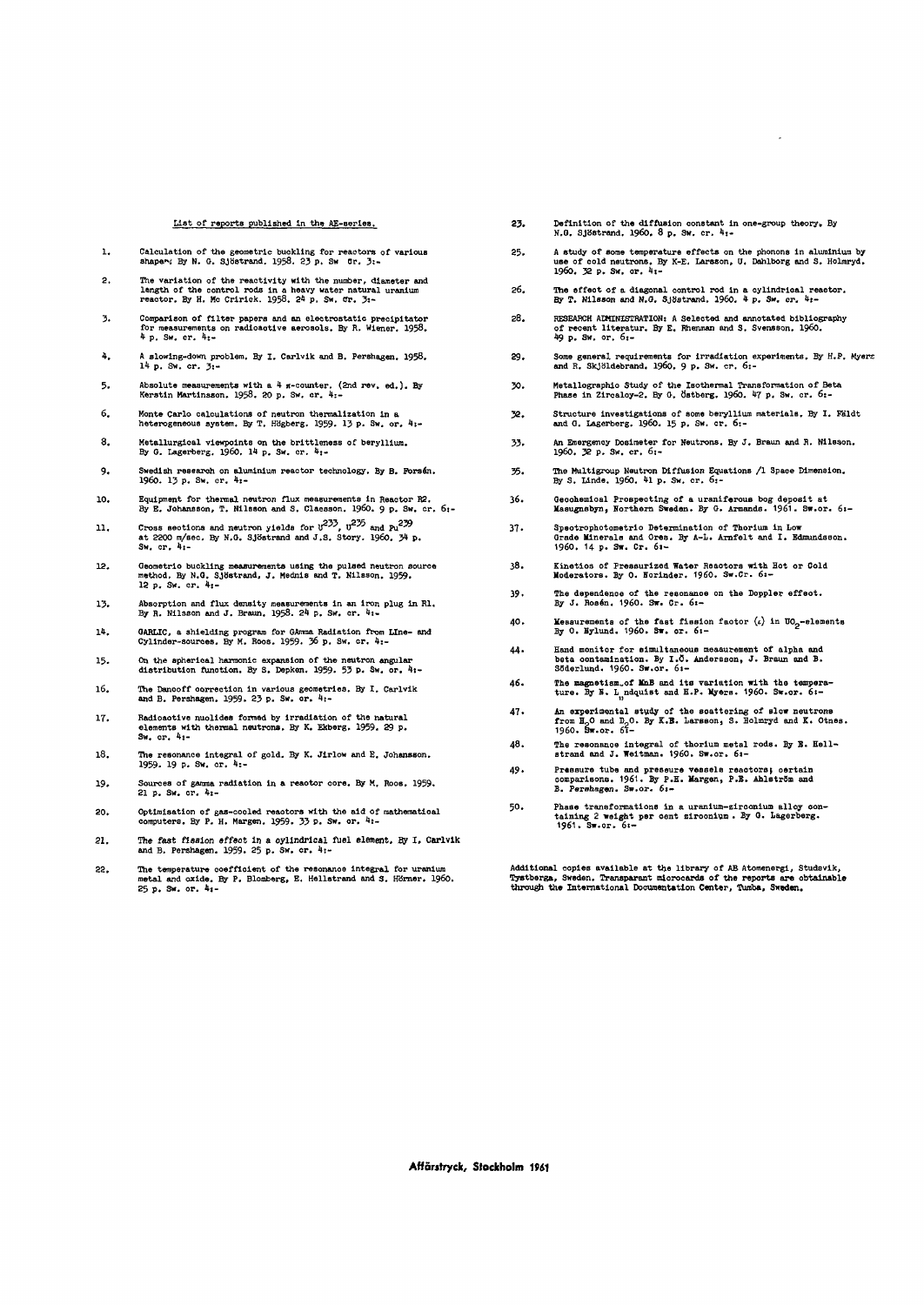List of reports published in the AE-series.

1. Calculation of the geometric buckling for reactors of various shapes. By N. G. Sjöstrand. 1958. 23 p. Sw. cr. 3:-

2. The variation of the reactivity with the number, diameter and length of the control rods in a heavy water natural uranium reactor. By H. Mc Cririck. 1958. 24 p. Sw. cr. 3:-

3. Comparison of filter papers and an electrostatic precipitator for measurements on radioactive aerosols. By R. Wiener. 1958. 4 p. Sw. cr. 4:-

4. A slowing-down problem. By I. Carlvik and B. Pershagen. 1958. 14 p. Sw. cr. 3:-

5. Absolute measurements with a 4 π-counter. (2nd rev. ed.). By Kerstin Martinsson. 1958. 20 p. Sw. cr. 4:-

6. Monte Carlo calculations of neutron thermalization in a heterogeneous system. By T. Högberg. 1959. 13 p. Sw. cr. 4:-

8. Metallurgical viewpoints on the brittleness of beryllium. By G. Lagerberg. 1960. 14 p. Sw. cr. 4:-

9. Swedish research on aluminium reactor technology. By B. Forsén. 1960. 13 p. Sw. cr. 4:-

10. Equipment for thermal neutron flux measurements in Reactor R2. By E. Johansson, T. Nilsson and S. Claesson. 1960. 9 p. Sw. cr. 6:-

11. Cross sections and neutron yields for $U^{233}$, $U^{235}$ and $Pu^{239}$ at 2200 m/sec. By N.G. Sjöstrand and J.S. Story. 1960. 34 p. Sw. cr. 4:-

12. Geometric buckling measurements using the pulsed neutron source method. By N.G. Sjöstrand, J. Mednis and T. Nilsson. 1959. 12 p. Sw. cr. 4:-

13. Absorption and flux density measurements in an iron plug in R1. By R. Nilsson and J. Braun. 1958. 24 p. Sw. cr. 4:-

14. GARLIC, a shielding program for GAmma Radiation from LIne- and Cylinder-sources. By M. Roos. 1959. 36 p. Sw. cr. 4:-

15. On the spherical harmonic expansion of the neutron angular distribution function. By S. Depken. 1959. 53 p. Sw. cr. 4:-

16. The Dancoff correction in various geometries. By I. Carlvik and B. Pershagen. 1959. 23 p. Sw. cr. 4:-

17. Radioactive nuclides formed by irradiation of the natural elements with thermal neutrons. By K. Ekberg. 1959. 29 p. Sw. cr. 4:-

18. The resonance integral of gold. By K. Jirlow and E. Johansson. 1959. 19 p. Sw. cr. 4:-

19. Sources of gamma radiation in a reactor core. By M. Roos. 1959. 21 p. Sw. cr. 4:-

20. Optimisation of gas-cooled reactors with the aid of mathematical computers. By P. H. Margen. 1959. 33 p. Sw. cr. 4:-

21. The fast fission effect in a cylindrical fuel element. By I. Carlvik and B. Pershagen. 1959. 25 p. Sw. cr. 4:-

22. The temperature coefficient of the resonance integral for uranium metal and oxide. By P. Blomberg, E. Hellstrand and S. Hörner. 1960. 25 p. Sw. cr. 4:-

23. Definition of the diffusion constant in one-group theory. By N.G. Sjöstrand. 1960. 8 p. Sw. cr. 4:-

25. A study of some temperature effects on the phonons in aluminium by use of cold neutrons. By K-E. Larsson, U. Dahlborg and S. Holmryd. 1960. 32 p. Sw. cr. 4:-

26. The effect of a diagonal control rod in a cylindrical reactor. By T. Nilsson and N.G. Sjöstrand. 1960. 4 p. Sw. cr. 4:-

28. RESEARCH ADMINISTRATION: A Selected and annotated bibliography of recent literatur. By E. Rhenman and S. Svensson. 1960. 49 p. Sw. cr. 6:-

29. Some general requirements for irradiation experiments. By H.P. Myers and R. Skjöldebrand. 1960. 9 p. Sw. cr. 6:-

30. Metallographic Study of the Isothermal Transformation of Beta Phase in Zircaloy-2. By G. Östberg. 1960. 47 p. Sw. cr. 6:-

32. Structure investigations of some beryllium materials. By I. Fäldt and G. Lagerberg. 1960. 15 p. Sw. cr. 6:-

33. An Emergency Dosimeter for Neutrons. By J. Braun and R. Nilsson. 1960. 32 p. Sw. cr. 6:-

35. The Multigroup Neutron Diffusion Equations /1 Space Dimension. By S. Linde. 1960. 41 p. Sw. cr. 6:-

36. Geochemical Prospecting of a uraniferous bog deposit at Masugnsbyn, Northern Sweden. By G. Armands. 1961. Sw.cr. 6:-

37. Spectrophotometric Determination of Thorium in Low Grade Minerals and Ores. By A-L. Arnfelt and I. Edmundsson. 1960. 14 p. Sw. Cr. 6:-

38. Kinetics of Pressurized Water Reactors with Hot or Cold Moderators. By O. Norinder. 1960. Sw.Cr. 6:-

39. The dependence of the resonance on the Doppler effect. By J. Rosén. 1960. Sw. Cr. 6:-

40. Measurements of the fast fission factor (ε) in $UO_2$-elements By O. Nylund. 1960. Sw. cr. 6:-

44. Hand monitor for simultaneous measurement of alpha and beta contamination. By I.Ö. Andersson, J. Braun and B. Söderlund. 1960. Sw.cr. 6:-

46. The magnetism of MnB and its variation with the temperature. By N. Lundquist and H.P. Myers. 1960. Sw.cr. 6:-

47. An experimental study of the scattering of slow neutrons from $H_2O$ and $D_2O$. By K.E. Larsson, S. Holmryd and K. Otnes. 1960. Sw.cr. 6:-

48. The resonance integral of thorium metal rods. By E. Hellstrand and J. Weitman. 1960. Sw.cr. 6:-

49. Pressure tube and pressure vessels reactors; certain comparisons. 1961. By P.H. Margen, P.E. Ahlström and B. Pershagen. Sw.cr. 6:-

50. Phase transformations in a uranium-zirconium alloy containing 2 weight per cent zirconium. By G. Lagerberg. 1961. Sw.cr. 6:-

Additional copies available at the library of AB Atomenergi, Studsvik, Tystberga, Sweden. Transparant microcards of the reports are obtainable through the International Documentation Center, Tumba, Sweden.

**Affärstryck, Stockholm 1961**